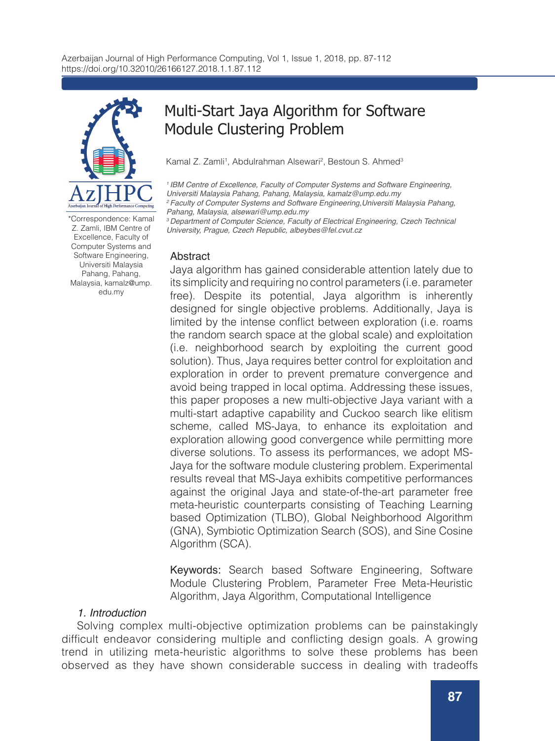# Multi-Start Jaya Algorithm for Software Module Clustering Problem

Kamal Z. Zamli[1], Abdulrahman Alsewari[2], Bestoun S. Ahmed[3]

*[1] IBM Centre of Excellence, Faculty of Computer Systems and Software Engineering, Universiti Malaysia Pahang, Pahang, Malaysia, kamalz@ump.edu.my*
*[2] Faculty of Computer Systems and Software Engineering, Universiti Malaysia Pahang, Pahang, Malaysia, alsewari@ump.edu.my*
*[3] Department of Computer Science, Faculty of Electrical Engineering, Czech Technical University, Prague, Czech Republic, albeybes@fel.cvut.cz*

*Correspondence: Kamal Z. Zamli, IBM Centre of Excellence, Faculty of Computer Systems and Software Engineering, Universiti Malaysia Pahang, Pahang, Malaysia, kamalz@ump.edu.my

## Abstract

Jaya algorithm has gained considerable attention lately due to its simplicity and requiring no control parameters (i.e. parameter free). Despite its potential, Jaya algorithm is inherently designed for single objective problems. Additionally, Jaya is limited by the intense conflict between exploration (i.e. roams the random search space at the global scale) and exploitation (i.e. neighborhood search by exploiting the current good solution). Thus, Jaya requires better control for exploitation and exploration in order to prevent premature convergence and avoid being trapped in local optima. Addressing these issues, this paper proposes a new multi-objective Jaya variant with a multi-start adaptive capability and Cuckoo search like elitism scheme, called MS-Jaya, to enhance its exploitation and exploration allowing good convergence while permitting more diverse solutions. To assess its performances, we adopt MS-Jaya for the software module clustering problem. Experimental results reveal that MS-Jaya exhibits competitive performances against the original Jaya and state-of-the-art parameter free meta-heuristic counterparts consisting of Teaching Learning based Optimization (TLBO), Global Neighborhood Algorithm (GNA), Symbiotic Optimization Search (SOS), and Sine Cosine Algorithm (SCA).

**Keywords:** Search based Software Engineering, Software Module Clustering Problem, Parameter Free Meta-Heuristic Algorithm, Jaya Algorithm, Computational Intelligence

## 1. Introduction

Solving complex multi-objective optimization problems can be painstakingly difficult endeavor considering multiple and conflicting design goals. A growing trend in utilizing meta-heuristic algorithms to solve these problems has been observed as they have shown considerable success in dealing with tradeoffs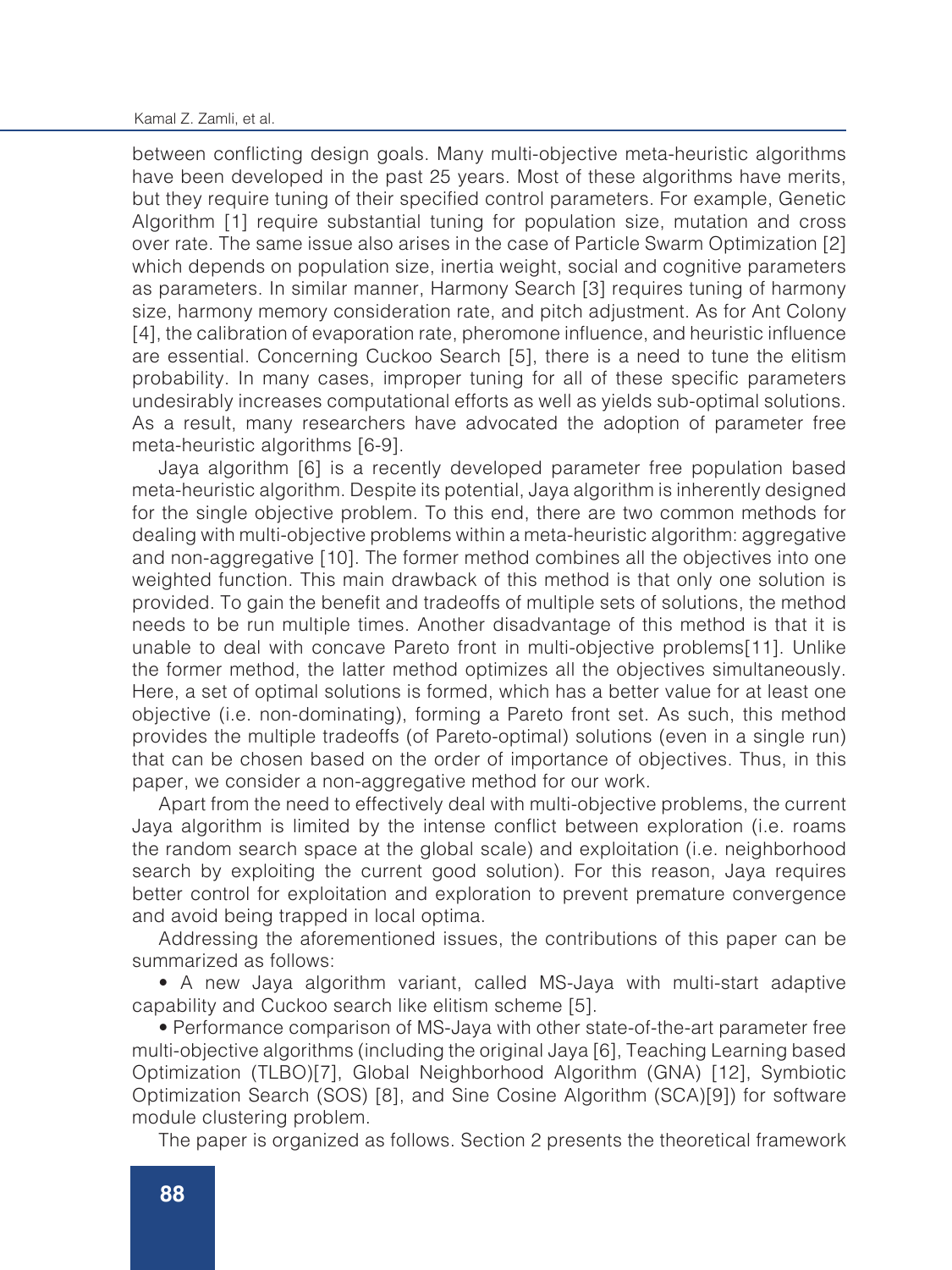between conflicting design goals. Many multi-objective meta-heuristic algorithms have been developed in the past 25 years. Most of these algorithms have merits, but they require tuning of their specified control parameters. For example, Genetic Algorithm [1] require substantial tuning for population size, mutation and cross over rate. The same issue also arises in the case of Particle Swarm Optimization [2] which depends on population size, inertia weight, social and cognitive parameters as parameters. In similar manner, Harmony Search [3] requires tuning of harmony size, harmony memory consideration rate, and pitch adjustment. As for Ant Colony [4], the calibration of evaporation rate, pheromone influence, and heuristic influence are essential. Concerning Cuckoo Search [5], there is a need to tune the elitism probability. In many cases, improper tuning for all of these specific parameters undesirably increases computational efforts as well as yields sub-optimal solutions. As a result, many researchers have advocated the adoption of parameter free meta-heuristic algorithms [6-9].

Jaya algorithm [6] is a recently developed parameter free population based meta-heuristic algorithm. Despite its potential, Jaya algorithm is inherently designed for the single objective problem. To this end, there are two common methods for dealing with multi-objective problems within a meta-heuristic algorithm: aggregative and non-aggregative [10]. The former method combines all the objectives into one weighted function. This main drawback of this method is that only one solution is provided. To gain the benefit and tradeoffs of multiple sets of solutions, the method needs to be run multiple times. Another disadvantage of this method is that it is unable to deal with concave Pareto front in multi-objective problems[11]. Unlike the former method, the latter method optimizes all the objectives simultaneously. Here, a set of optimal solutions is formed, which has a better value for at least one objective (i.e. non-dominating), forming a Pareto front set. As such, this method provides the multiple tradeoffs (of Pareto-optimal) solutions (even in a single run) that can be chosen based on the order of importance of objectives. Thus, in this paper, we consider a non-aggregative method for our work.

Apart from the need to effectively deal with multi-objective problems, the current Jaya algorithm is limited by the intense conflict between exploration (i.e. roams the random search space at the global scale) and exploitation (i.e. neighborhood search by exploiting the current good solution). For this reason, Jaya requires better control for exploitation and exploration to prevent premature convergence and avoid being trapped in local optima.

Addressing the aforementioned issues, the contributions of this paper can be summarized as follows:

- A new Jaya algorithm variant, called MS-Jaya with multi-start adaptive capability and Cuckoo search like elitism scheme [5].
- Performance comparison of MS-Jaya with other state-of-the-art parameter free multi-objective algorithms (including the original Jaya [6], Teaching Learning based Optimization (TLBO)[7], Global Neighborhood Algorithm (GNA) [12], Symbiotic Optimization Search (SOS) [8], and Sine Cosine Algorithm (SCA)[9]) for software module clustering problem.

The paper is organized as follows. Section 2 presents the theoretical framework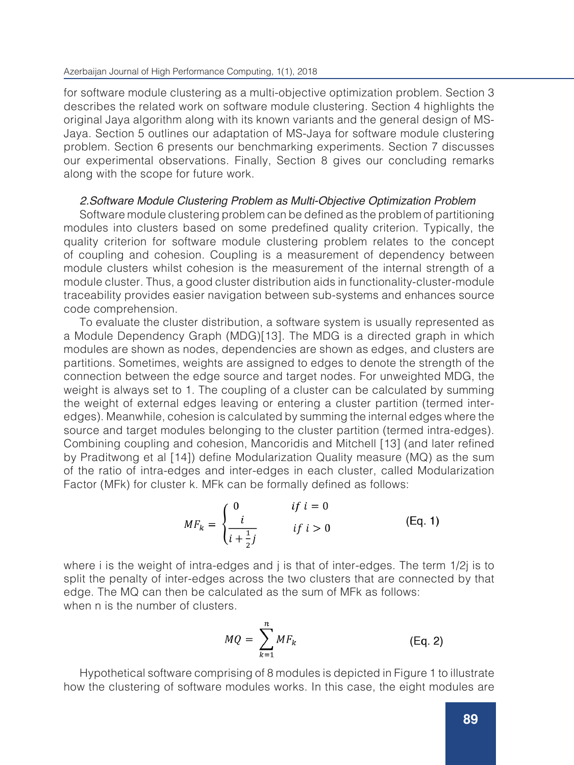for software module clustering as a multi-objective optimization problem. Section 3 describes the related work on software module clustering. Section 4 highlights the original Jaya algorithm along with its known variants and the general design of MS-Jaya. Section 5 outlines our adaptation of MS-Jaya for software module clustering problem. Section 6 presents our benchmarking experiments. Section 7 discusses our experimental observations. Finally, Section 8 gives our concluding remarks along with the scope for future work.

## *2.Software Module Clustering Problem as Multi-Objective Optimization Problem*

Software module clustering problem can be defined as the problem of partitioning modules into clusters based on some predefined quality criterion. Typically, the quality criterion for software module clustering problem relates to the concept of coupling and cohesion. Coupling is a measurement of dependency between module clusters whilst cohesion is the measurement of the internal strength of a module cluster. Thus, a good cluster distribution aids in functionality-cluster-module traceability provides easier navigation between sub-systems and enhances source code comprehension.

To evaluate the cluster distribution, a software system is usually represented as a Module Dependency Graph (MDG)[13]. The MDG is a directed graph in which modules are shown as nodes, dependencies are shown as edges, and clusters are partitions. Sometimes, weights are assigned to edges to denote the strength of the connection between the edge source and target nodes. For unweighted MDG, the weight is always set to 1. The coupling of a cluster can be calculated by summing the weight of external edges leaving or entering a cluster partition (termed inter-edges). Meanwhile, cohesion is calculated by summing the internal edges where the source and target modules belonging to the cluster partition (termed intra-edges). Combining coupling and cohesion, Mancoridis and Mitchell [13] (and later refined by Praditwong et al [14]) define Modularization Quality measure (MQ) as the sum of the ratio of intra-edges and inter-edges in each cluster, called Modularization Factor (MFk) for cluster k. MFk can be formally defined as follows:

$$MF_k = \begin{cases} 0 & if\ i = 0 \\ \dfrac{i}{i + \frac{1}{2}j} & if\ i > 0 \end{cases} \qquad \text{(Eq. 1)}$$

where i is the weight of intra-edges and j is that of inter-edges. The term 1/2j is to split the penalty of inter-edges across the two clusters that are connected by that edge. The MQ can then be calculated as the sum of MFk as follows:
when n is the number of clusters.

$$MQ = \sum_{k=1}^{n} MF_k \qquad \text{(Eq. 2)}$$

Hypothetical software comprising of 8 modules is depicted in Figure 1 to illustrate how the clustering of software modules works. In this case, the eight modules are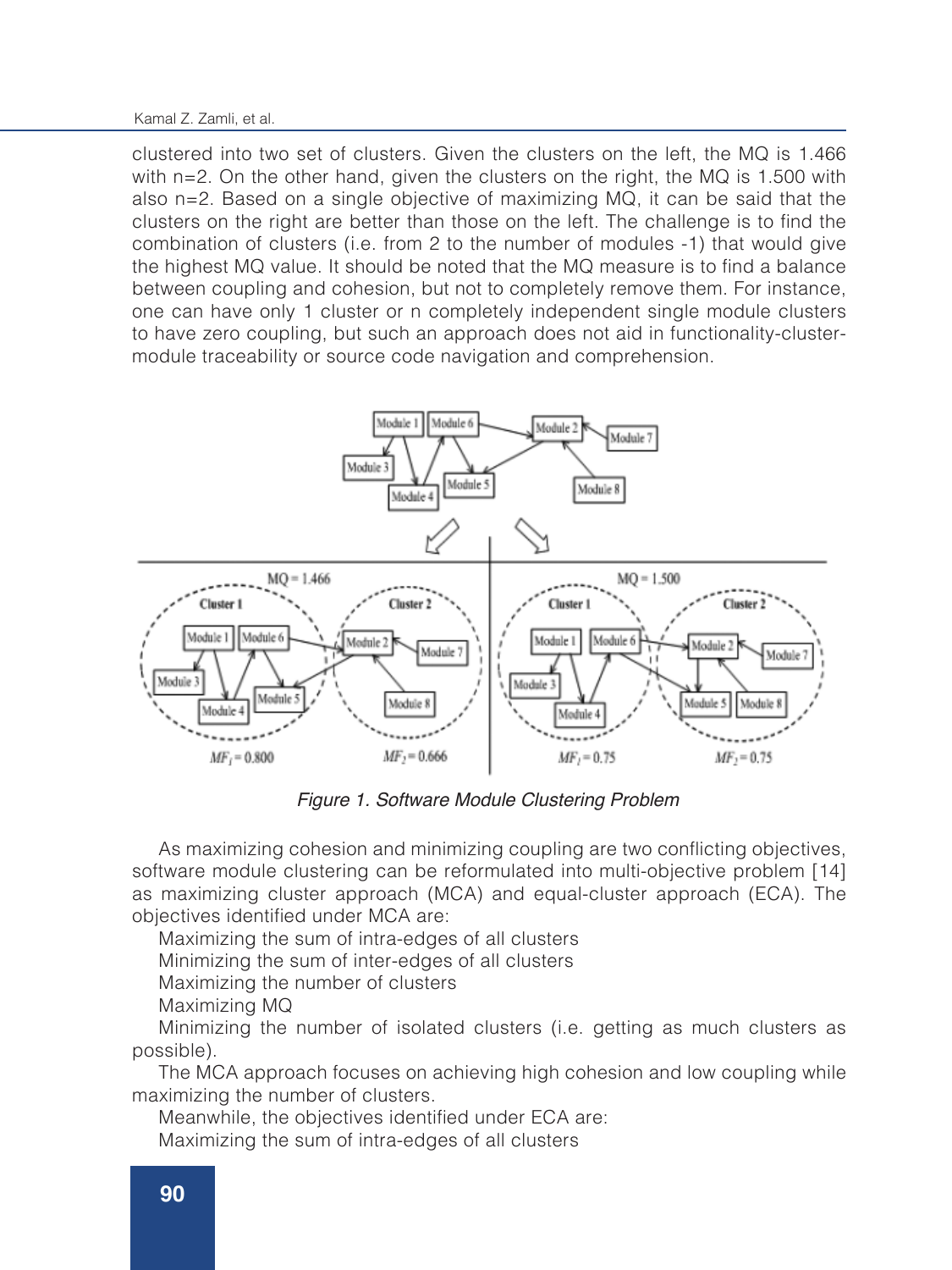clustered into two set of clusters. Given the clusters on the left, the MQ is 1.466 with n=2. On the other hand, given the clusters on the right, the MQ is 1.500 with also n=2. Based on a single objective of maximizing MQ, it can be said that the clusters on the right are better than those on the left. The challenge is to find the combination of clusters (i.e. from 2 to the number of modules -1) that would give the highest MQ value. It should be noted that the MQ measure is to find a balance between coupling and cohesion, but not to completely remove them. For instance, one can have only 1 cluster or n completely independent single module clusters to have zero coupling, but such an approach does not aid in functionality-cluster-module traceability or source code navigation and comprehension.

*Figure 1. Software Module Clustering Problem*

As maximizing cohesion and minimizing coupling are two conflicting objectives, software module clustering can be reformulated into multi-objective problem [14] as maximizing cluster approach (MCA) and equal-cluster approach (ECA). The objectives identified under MCA are:

Maximizing the sum of intra-edges of all clusters

Minimizing the sum of inter-edges of all clusters

Maximizing the number of clusters

Maximizing MQ

Minimizing the number of isolated clusters (i.e. getting as much clusters as possible).

The MCA approach focuses on achieving high cohesion and low coupling while maximizing the number of clusters.

Meanwhile, the objectives identified under ECA are:

Maximizing the sum of intra-edges of all clusters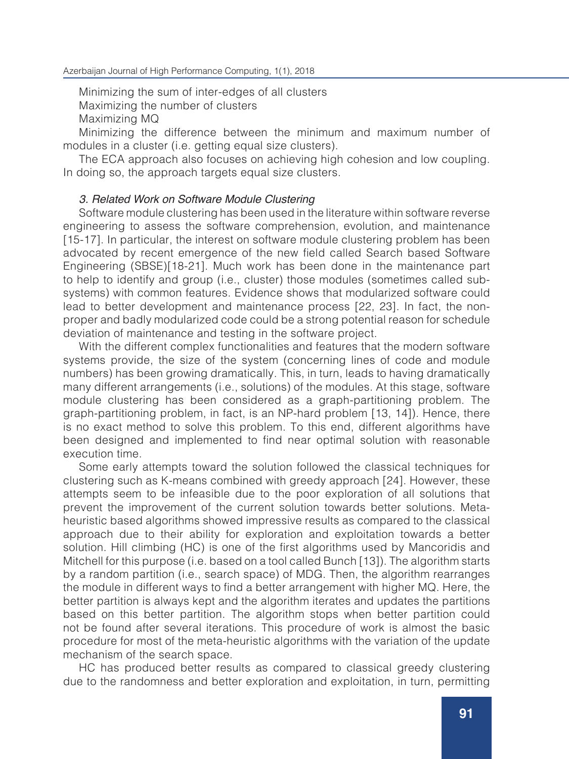Minimizing the sum of inter-edges of all clusters

Maximizing the number of clusters

Maximizing MQ

Minimizing the difference between the minimum and maximum number of modules in a cluster (i.e. getting equal size clusters).

The ECA approach also focuses on achieving high cohesion and low coupling. In doing so, the approach targets equal size clusters.

### *3. Related Work on Software Module Clustering*

Software module clustering has been used in the literature within software reverse engineering to assess the software comprehension, evolution, and maintenance [15-17]. In particular, the interest on software module clustering problem has been advocated by recent emergence of the new field called Search based Software Engineering (SBSE)[18-21]. Much work has been done in the maintenance part to help to identify and group (i.e., cluster) those modules (sometimes called sub-systems) with common features. Evidence shows that modularized software could lead to better development and maintenance process [22, 23]. In fact, the non-proper and badly modularized code could be a strong potential reason for schedule deviation of maintenance and testing in the software project.

With the different complex functionalities and features that the modern software systems provide, the size of the system (concerning lines of code and module numbers) has been growing dramatically. This, in turn, leads to having dramatically many different arrangements (i.e., solutions) of the modules. At this stage, software module clustering has been considered as a graph-partitioning problem. The graph-partitioning problem, in fact, is an NP-hard problem [13, 14]). Hence, there is no exact method to solve this problem. To this end, different algorithms have been designed and implemented to find near optimal solution with reasonable execution time.

Some early attempts toward the solution followed the classical techniques for clustering such as K-means combined with greedy approach [24]. However, these attempts seem to be infeasible due to the poor exploration of all solutions that prevent the improvement of the current solution towards better solutions. Meta-heuristic based algorithms showed impressive results as compared to the classical approach due to their ability for exploration and exploitation towards a better solution. Hill climbing (HC) is one of the first algorithms used by Mancoridis and Mitchell for this purpose (i.e. based on a tool called Bunch [13]). The algorithm starts by a random partition (i.e., search space) of MDG. Then, the algorithm rearranges the module in different ways to find a better arrangement with higher MQ. Here, the better partition is always kept and the algorithm iterates and updates the partitions based on this better partition. The algorithm stops when better partition could not be found after several iterations. This procedure of work is almost the basic procedure for most of the meta-heuristic algorithms with the variation of the update mechanism of the search space.

HC has produced better results as compared to classical greedy clustering due to the randomness and better exploration and exploitation, in turn, permitting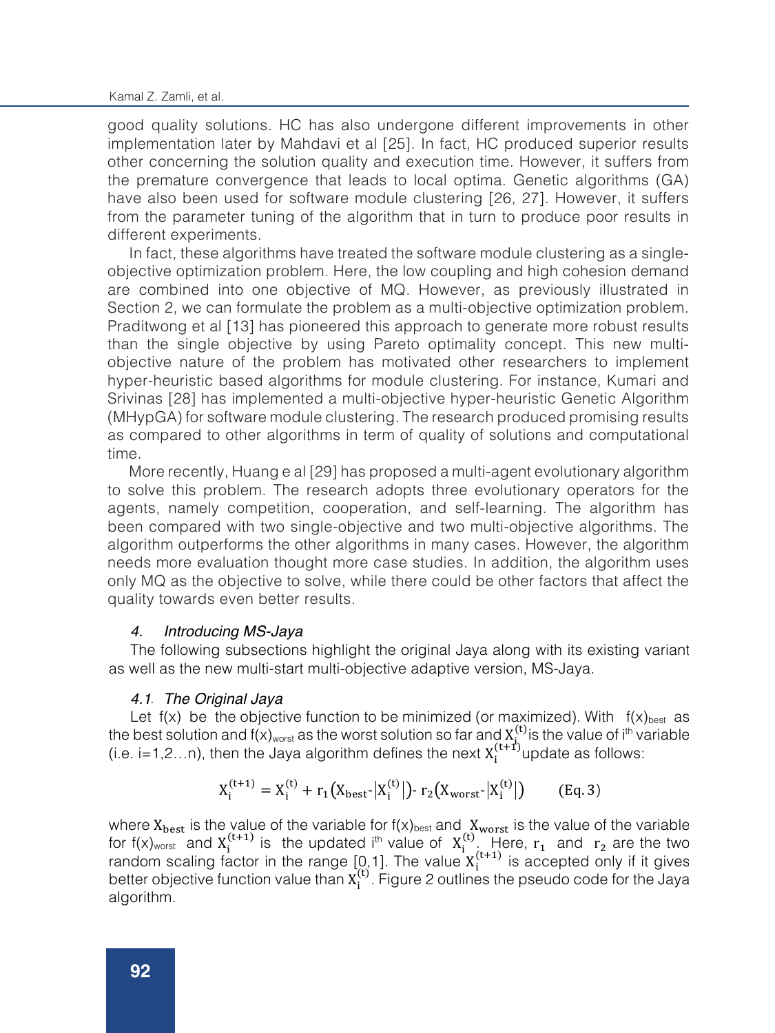good quality solutions. HC has also undergone different improvements in other implementation later by Mahdavi et al [25]. In fact, HC produced superior results other concerning the solution quality and execution time. However, it suffers from the premature convergence that leads to local optima. Genetic algorithms (GA) have also been used for software module clustering [26, 27]. However, it suffers from the parameter tuning of the algorithm that in turn to produce poor results in different experiments.

In fact, these algorithms have treated the software module clustering as a single-objective optimization problem. Here, the low coupling and high cohesion demand are combined into one objective of MQ. However, as previously illustrated in Section 2, we can formulate the problem as a multi-objective optimization problem. Praditwong et al [13] has pioneered this approach to generate more robust results than the single objective by using Pareto optimality concept. This new multi-objective nature of the problem has motivated other researchers to implement hyper-heuristic based algorithms for module clustering. For instance, Kumari and Srivinas [28] has implemented a multi-objective hyper-heuristic Genetic Algorithm (MHypGA) for software module clustering. The research produced promising results as compared to other algorithms in term of quality of solutions and computational time.

More recently, Huang e al [29] has proposed a multi-agent evolutionary algorithm to solve this problem. The research adopts three evolutionary operators for the agents, namely competition, cooperation, and self-learning. The algorithm has been compared with two single-objective and two multi-objective algorithms. The algorithm outperforms the other algorithms in many cases. However, the algorithm needs more evaluation thought more case studies. In addition, the algorithm uses only MQ as the objective to solve, while there could be other factors that affect the quality towards even better results.

## *4. Introducing MS-Jaya*

The following subsections highlight the original Jaya along with its existing variant as well as the new multi-start multi-objective adaptive version, MS-Jaya.

### *4.1. The Original Jaya*

Let f(x) be the objective function to be minimized (or maximized). With $f(x)_{best}$ as the best solution and $f(x)_{worst}$ as the worst solution so far and $X_i^{(t)}$ is the value of i[th] variable (i.e. i=1,2…n), then the Jaya algorithm defines the next $X_i^{(t+1)}$ update as follows:

$$X_i^{(t+1)} = X_i^{(t)} + r_1\left(X_{best}\text{-}\left|X_i^{(t)}\right|\right)\text{-}\ r_2\left(X_{worst}\text{-}\left|X_i^{(t)}\right|\right) \qquad \text{(Eq. 3)}$$

where $X_{best}$ is the value of the variable for $f(x)_{best}$ and $X_{worst}$ is the value of the variable for $f(x)_{worst}$ and $X_i^{(t+1)}$ is the updated i[th] value of $X_i^{(t)}$. Here, $r_1$ and $r_2$ are the two random scaling factor in the range [0,1]. The value $X_i^{(t+1)}$ is accepted only if it gives better objective function value than $X_i^{(t)}$. Figure 2 outlines the pseudo code for the Jaya algorithm.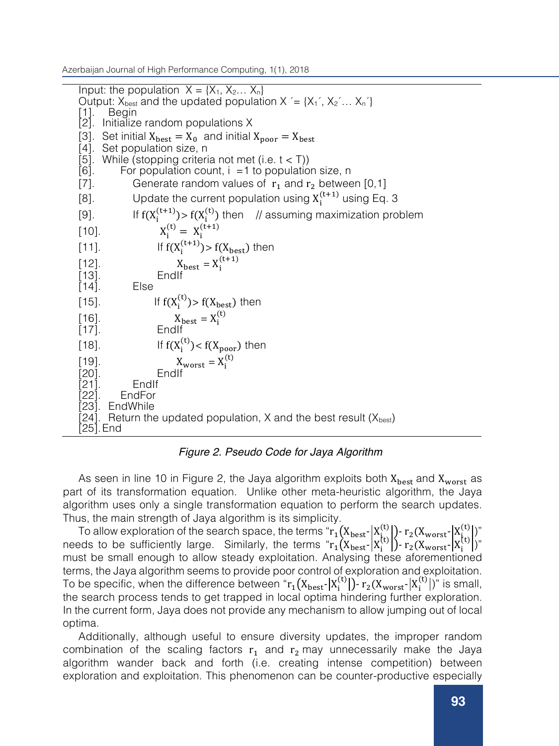```
Input: the population  X = {X_1, X_2… X_n}
Output: X_best and the updated population X´= {X_1´, X_2´… X_n´}
[1].   Begin
[2].  Initialize random populations X
[3].  Set initial X_best = X_0 and initial X_poor = X_best
[4].  Set population size, n
[5].  While (stopping criteria not met (i.e. t < T))
[6].       For population count, i =1 to population size, n
[7].           Generate random values of r_1 and r_2 between [0,1]
[8].           Update the current population using X_i^(t+1) using Eq. 3
[9].           If f(X_i^(t+1))> f(X_i^(t)) then   // assuming maximization problem
[10].               X_i^(t) = X_i^(t+1)
[11].              If f(X_i^(t+1))> f(X_best) then
[12].                    X_best = X_i^(t+1)
[13].              EndIf
[14].          Else
[15].              If f(X_i^(t))> f(X_best) then
[16].                    X_best = X_i^(t)
[17].              EndIf
[18].              If f(X_i^(t))< f(X_poor) then
[19].                    X_worst = X_i^(t)
[20].              EndIf
[21].          EndIf
[22].      EndFor
[23].  EndWhile
[24].  Return the updated population, X and the best result (X_best)
[25]. End
```

*Figure 2. Pseudo Code for Jaya Algorithm*

As seen in line 10 in Figure 2, the Jaya algorithm exploits both $X_{best}$ and $X_{worst}$ as part of its transformation equation. Unlike other meta-heuristic algorithm, the Jaya algorithm uses only a single transformation equation to perform the search updates. Thus, the main strength of Jaya algorithm is its simplicity.

To allow exploration of the search space, the terms "$r_1(X_{best}-|X_i^{(t)}|)- r_2(X_{worst}-|X_i^{(t)}|)$" needs to be sufficiently large. Similarly, the terms "$r_1(X_{best}-|X_i^{(t)}|)- r_2(X_{worst}-|X_i^{(t)}|)$" must be small enough to allow steady exploitation. Analysing these aforementioned terms, the Jaya algorithm seems to provide poor control of exploration and exploitation. To be specific, when the difference between "$r_1(X_{best}-|X_i^{(t)}|)- r_2(X_{worst}-|X_i^{(t)}|)$" is small, the search process tends to get trapped in local optima hindering further exploration. In the current form, Jaya does not provide any mechanism to allow jumping out of local optima.

Additionally, although useful to ensure diversity updates, the improper random combination of the scaling factors $r_1$ and $r_2$ may unnecessarily make the Jaya algorithm wander back and forth (i.e. creating intense competition) between exploration and exploitation. This phenomenon can be counter-productive especially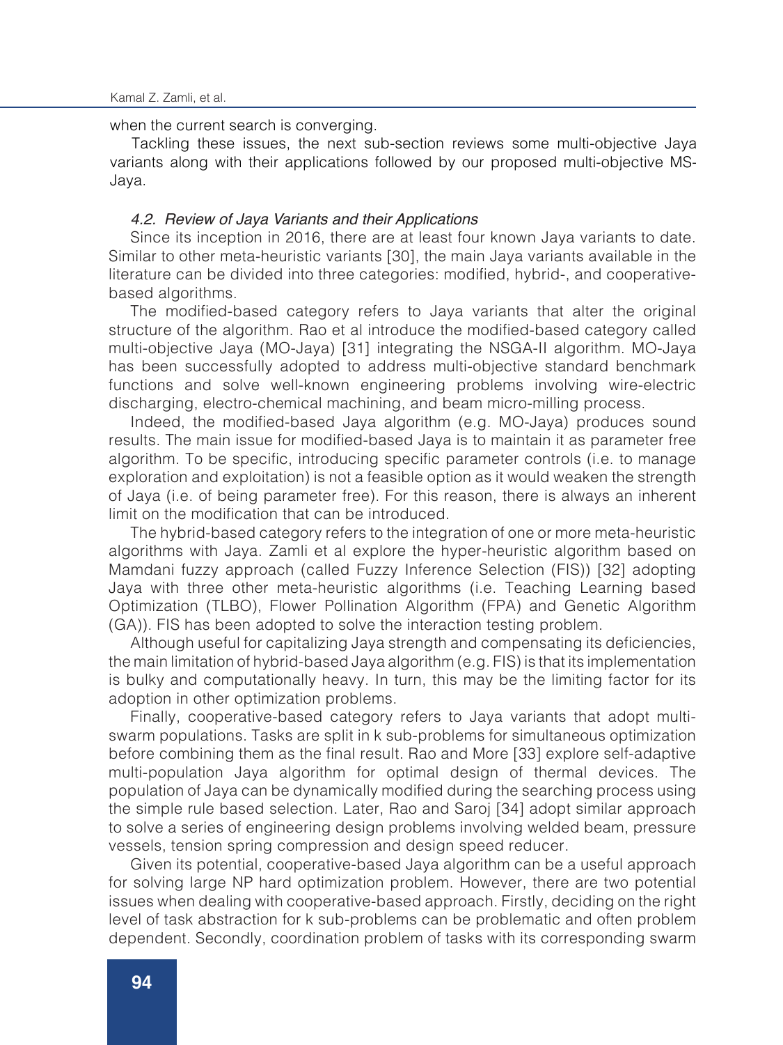when the current search is converging.

Tackling these issues, the next sub-section reviews some multi-objective Jaya variants along with their applications followed by our proposed multi-objective MS-Jaya.

### *4.2. Review of Jaya Variants and their Applications*

Since its inception in 2016, there are at least four known Jaya variants to date. Similar to other meta-heuristic variants [30], the main Jaya variants available in the literature can be divided into three categories: modified, hybrid-, and cooperative-based algorithms.

The modified-based category refers to Jaya variants that alter the original structure of the algorithm. Rao et al introduce the modified-based category called multi-objective Jaya (MO-Jaya) [31] integrating the NSGA-II algorithm. MO-Jaya has been successfully adopted to address multi-objective standard benchmark functions and solve well-known engineering problems involving wire-electric discharging, electro-chemical machining, and beam micro-milling process.

Indeed, the modified-based Jaya algorithm (e.g. MO-Jaya) produces sound results. The main issue for modified-based Jaya is to maintain it as parameter free algorithm. To be specific, introducing specific parameter controls (i.e. to manage exploration and exploitation) is not a feasible option as it would weaken the strength of Jaya (i.e. of being parameter free). For this reason, there is always an inherent limit on the modification that can be introduced.

The hybrid-based category refers to the integration of one or more meta-heuristic algorithms with Jaya. Zamli et al explore the hyper-heuristic algorithm based on Mamdani fuzzy approach (called Fuzzy Inference Selection (FIS)) [32] adopting Jaya with three other meta-heuristic algorithms (i.e. Teaching Learning based Optimization (TLBO), Flower Pollination Algorithm (FPA) and Genetic Algorithm (GA)). FIS has been adopted to solve the interaction testing problem.

Although useful for capitalizing Jaya strength and compensating its deficiencies, the main limitation of hybrid-based Jaya algorithm (e.g. FIS) is that its implementation is bulky and computationally heavy. In turn, this may be the limiting factor for its adoption in other optimization problems.

Finally, cooperative-based category refers to Jaya variants that adopt multi-swarm populations. Tasks are split in k sub-problems for simultaneous optimization before combining them as the final result. Rao and More [33] explore self-adaptive multi-population Jaya algorithm for optimal design of thermal devices. The population of Jaya can be dynamically modified during the searching process using the simple rule based selection. Later, Rao and Saroj [34] adopt similar approach to solve a series of engineering design problems involving welded beam, pressure vessels, tension spring compression and design speed reducer.

Given its potential, cooperative-based Jaya algorithm can be a useful approach for solving large NP hard optimization problem. However, there are two potential issues when dealing with cooperative-based approach. Firstly, deciding on the right level of task abstraction for k sub-problems can be problematic and often problem dependent. Secondly, coordination problem of tasks with its corresponding swarm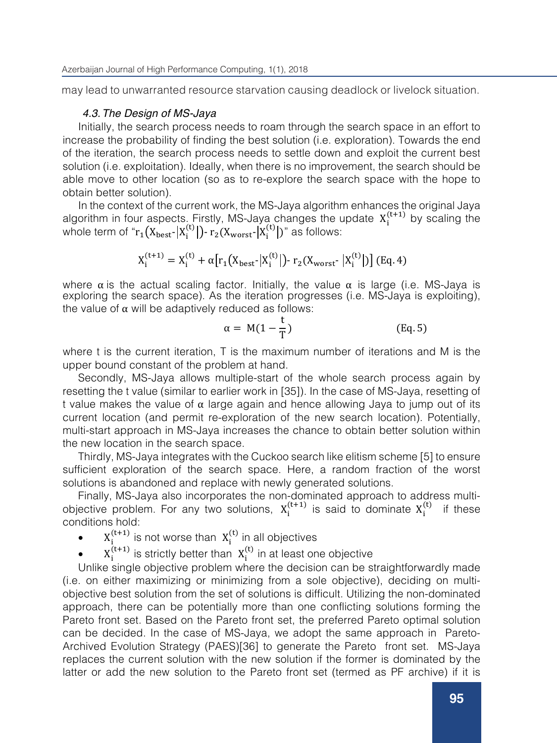may lead to unwarranted resource starvation causing deadlock or livelock situation.

### *4.3. The Design of MS-Jaya*

Initially, the search process needs to roam through the search space in an effort to increase the probability of finding the best solution (i.e. exploration). Towards the end of the iteration, the search process needs to settle down and exploit the current best solution (i.e. exploitation). Ideally, when there is no improvement, the search should be able move to other location (so as to re-explore the search space with the hope to obtain better solution).

In the context of the current work, the MS-Jaya algorithm enhances the original Jaya algorithm in four aspects. Firstly, MS-Jaya changes the update $X_i^{(t+1)}$ by scaling the whole term of "$r_1(X_{best}-|X_i^{(t)}|)$- $r_2(X_{worst}-|X_i^{(t)}|)$" as follows:

$$X_i^{(t+1)} = X_i^{(t)} + \alpha\left[r_1\left(X_{best}-|X_i^{(t)}|\right)- r_2\left(X_{worst}- |X_i^{(t)}|\right)\right] \text{ (Eq. 4)}$$

where $\alpha$ is the actual scaling factor. Initially, the value $\alpha$ is large (i.e. MS-Jaya is exploring the search space). As the iteration progresses (i.e. MS-Jaya is exploiting), the value of $\alpha$ will be adaptively reduced as follows:

$$\alpha = M\left(1-\frac{t}{T}\right) \qquad \text{(Eq. 5)}$$

where t is the current iteration, T is the maximum number of iterations and M is the upper bound constant of the problem at hand.

Secondly, MS-Jaya allows multiple-start of the whole search process again by resetting the t value (similar to earlier work in [35]). In the case of MS-Jaya, resetting of t value makes the value of $\alpha$ large again and hence allowing Jaya to jump out of its current location (and permit re-exploration of the new search location). Potentially, multi-start approach in MS-Jaya increases the chance to obtain better solution within the new location in the search space.

Thirdly, MS-Jaya integrates with the Cuckoo search like elitism scheme [5] to ensure sufficient exploration of the search space. Here, a random fraction of the worst solutions is abandoned and replace with newly generated solutions.

Finally, MS-Jaya also incorporates the non-dominated approach to address multi-objective problem. For any two solutions, $X_i^{(t+1)}$ is said to dominate $X_i^{(t)}$ if these conditions hold:

- $X_i^{(t+1)}$ is not worse than $X_i^{(t)}$ in all objectives
- $X_i^{(t+1)}$ is strictly better than $X_i^{(t)}$ in at least one objective

Unlike single objective problem where the decision can be straightforwardly made (i.e. on either maximizing or minimizing from a sole objective), deciding on multi-objective best solution from the set of solutions is difficult. Utilizing the non-dominated approach, there can be potentially more than one conflicting solutions forming the Pareto front set. Based on the Pareto front set, the preferred Pareto optimal solution can be decided. In the case of MS-Jaya, we adopt the same approach in Pareto-Archived Evolution Strategy (PAES)[36] to generate the Pareto front set. MS-Jaya replaces the current solution with the new solution if the former is dominated by the latter or add the new solution to the Pareto front set (termed as PF archive) if it is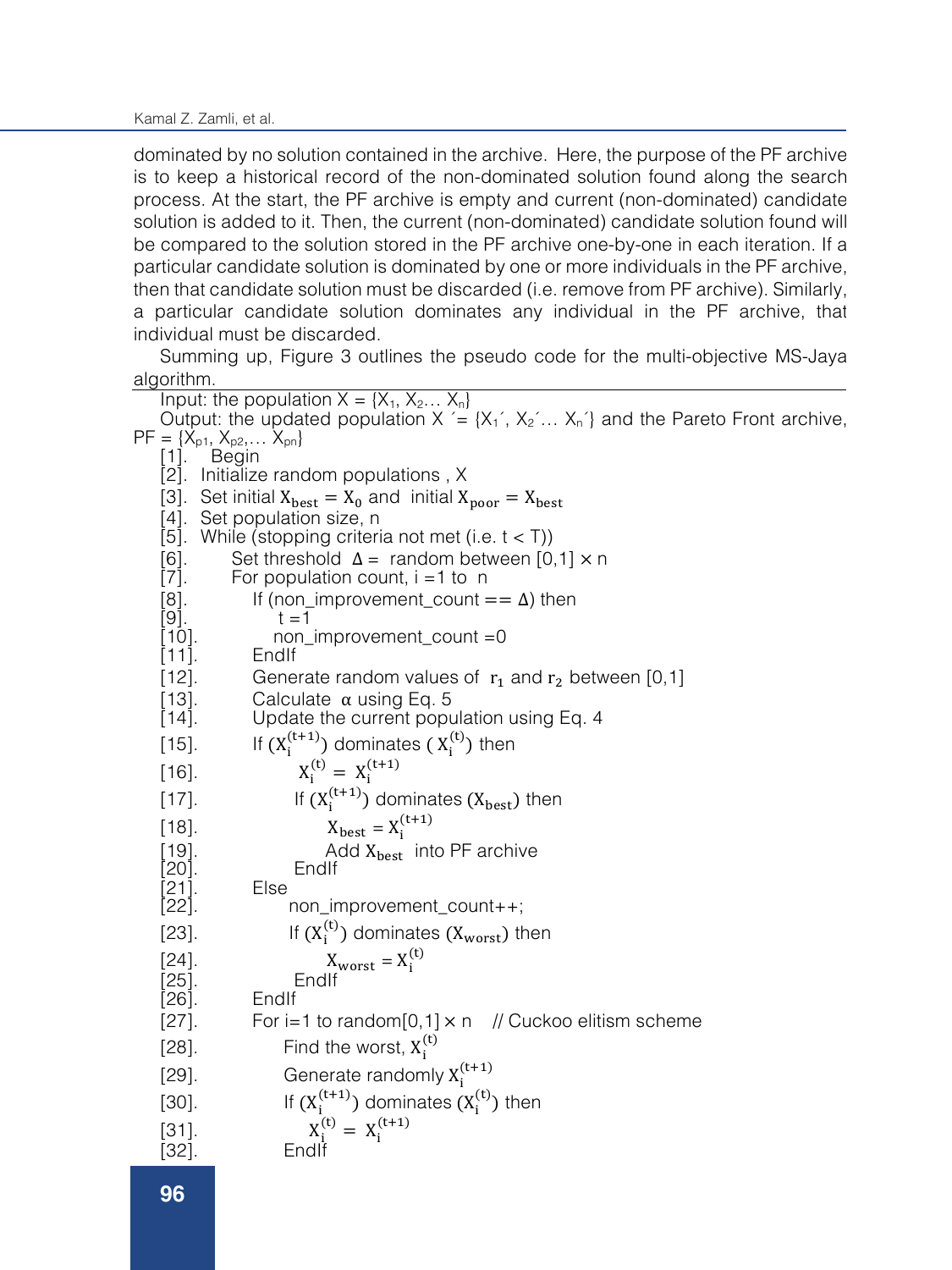dominated by no solution contained in the archive. Here, the purpose of the PF archive is to keep a historical record of the non-dominated solution found along the search process. At the start, the PF archive is empty and current (non-dominated) candidate solution is added to it. Then, the current (non-dominated) candidate solution found will be compared to the solution stored in the PF archive one-by-one in each iteration. If a particular candidate solution is dominated by one or more individuals in the PF archive, then that candidate solution must be discarded (i.e. remove from PF archive). Similarly, a particular candidate solution dominates any individual in the PF archive, that individual must be discarded.

Summing up, Figure 3 outlines the pseudo code for the multi-objective MS-Jaya algorithm.

Input: the population $X = \{X_1, X_2 \ldots X_n\}$

Output: the updated population $X' = \{X_1', X_2' \ldots X_n'\}$ and the Pareto Front archive, $PF = \{X_{p1}, X_{p2}, \ldots X_{pn}\}$

[1]. Begin
[2]. Initialize random populations , X
[3]. Set initial $X_{best} = X_0$ and initial $X_{poor} = X_{best}$
[4]. Set population size, n
[5]. While (stopping criteria not met (i.e. t < T))
[6]. Set threshold $\Delta =$ random between [0,1] $\times$ n
[7]. For population count, i =1 to n
[8]. If (non_improvement_count == $\Delta$) then
[9]. t =1
[10]. non_improvement_count =0
[11]. EndIf
[12]. Generate random values of $r_1$ and $r_2$ between [0,1]
[13]. Calculate $\alpha$ using Eq. 5
[14]. Update the current population using Eq. 4
[15]. If ($X_i^{(t+1)}$) dominates ( $X_i^{(t)}$) then
[16]. $X_i^{(t)} = X_i^{(t+1)}$
[17]. If ($X_i^{(t+1)}$) dominates ($X_{best}$) then
[18]. $X_{best} = X_i^{(t+1)}$
[19]. Add $X_{best}$ into PF archive
[20]. EndIf
[21]. Else
[22]. non_improvement_count++;
[23]. If ($X_i^{(t)}$) dominates ($X_{worst}$) then
[24]. $X_{worst} = X_i^{(t)}$
[25]. EndIf
[26]. EndIf
[27]. For i=1 to random[0,1] $\times$ n // Cuckoo elitism scheme
[28]. Find the worst, $X_i^{(t)}$
[29]. Generate randomly $X_i^{(t+1)}$
[30]. If ($X_i^{(t+1)}$) dominates ($X_i^{(t)}$) then
[31]. $X_i^{(t)} = X_i^{(t+1)}$
[32]. EndIf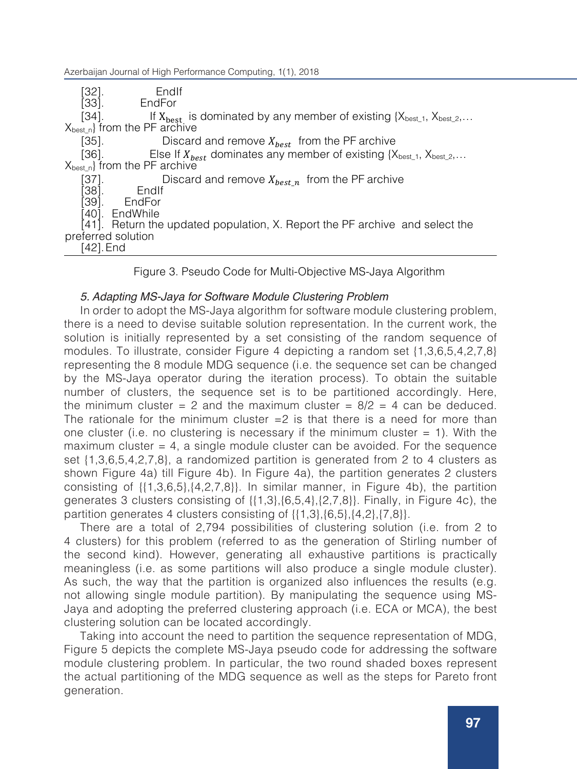```
[32].             EndIf
[33].         EndFor
[34].           If X_best is dominated by any member of existing {X_best_1, X_best_2,… X_best_n} from the PF archive
[35].              Discard and remove X_best from the PF archive
[36].           Else If X_best dominates any member of existing {X_best_1, X_best_2,… X_best_n} from the PF archive
[37].              Discard and remove X_best_n from the PF archive
[38].         EndIf
[39].     EndFor
[40]. EndWhile
[41]. Return the updated population, X. Report the PF archive and select the preferred solution
[42]. End
```

Figure 3. Pseudo Code for Multi-Objective MS-Jaya Algorithm

### *5. Adapting MS-Jaya for Software Module Clustering Problem*

In order to adopt the MS-Jaya algorithm for software module clustering problem, there is a need to devise suitable solution representation. In the current work, the solution is initially represented by a set consisting of the random sequence of modules. To illustrate, consider Figure 4 depicting a random set {1,3,6,5,4,2,7,8} representing the 8 module MDG sequence (i.e. the sequence set can be changed by the MS-Jaya operator during the iteration process). To obtain the suitable number of clusters, the sequence set is to be partitioned accordingly. Here, the minimum cluster = 2 and the maximum cluster = 8/2 = 4 can be deduced. The rationale for the minimum cluster =2 is that there is a need for more than one cluster (i.e. no clustering is necessary if the minimum cluster = 1). With the maximum cluster = 4, a single module cluster can be avoided. For the sequence set {1,3,6,5,4,2,7,8}, a randomized partition is generated from 2 to 4 clusters as shown Figure 4a) till Figure 4b). In Figure 4a), the partition generates 2 clusters consisting of {{1,3,6,5},{4,2,7,8}}. In similar manner, in Figure 4b), the partition generates 3 clusters consisting of {{1,3},{6,5,4},{2,7,8}}. Finally, in Figure 4c), the partition generates 4 clusters consisting of {{1,3},{6,5},{4,2},{7,8}}.

There are a total of 2,794 possibilities of clustering solution (i.e. from 2 to 4 clusters) for this problem (referred to as the generation of Stirling number of the second kind). However, generating all exhaustive partitions is practically meaningless (i.e. as some partitions will also produce a single module cluster). As such, the way that the partition is organized also influences the results (e.g. not allowing single module partition). By manipulating the sequence using MS-Jaya and adopting the preferred clustering approach (i.e. ECA or MCA), the best clustering solution can be located accordingly.

Taking into account the need to partition the sequence representation of MDG, Figure 5 depicts the complete MS-Jaya pseudo code for addressing the software module clustering problem. In particular, the two round shaded boxes represent the actual partitioning of the MDG sequence as well as the steps for Pareto front generation.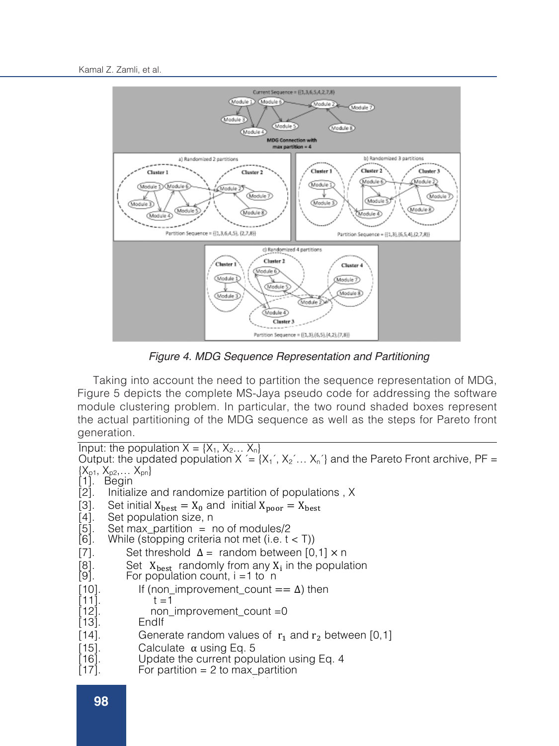Figure 4. MDG Sequence Representation and Partitioning

Taking into account the need to partition the sequence representation of MDG, Figure 5 depicts the complete MS-Jaya pseudo code for addressing the software module clustering problem. In particular, the two round shaded boxes represent the actual partitioning of the MDG sequence as well as the steps for Pareto front generation.

```
Input: the population X = {X1, X2… Xn}
Output: the updated population X´= {X1´, X2´… Xn´} and the Pareto Front archive, PF =
{Xp1, Xp2,… Xpn}
[1].   Begin
[2].    Initialize and randomize partition of populations , X
[3].    Set initial Xbest = X0 and  initial Xpoor = Xbest
[4].    Set population size, n
[5].    Set max_partition  =  no of modules/2
[6].    While (stopping criteria not met (i.e. t < T))
[7].         Set threshold  Δ =  random between [0,1] × n
[8].         Set  Xbest  randomly from any Xi in the population
[9].         For population count, i =1 to  n
[10].            If (non_improvement_count == Δ) then
[11].               t =1
[12].              non_improvement_count =0
[13].            EndIf
[14].            Generate random values of  r1 and r2 between [0,1]
[15].            Calculate  α using Eq. 5
[16].            Update the current population using Eq. 4
[17].            For partition = 2 to max_partition
```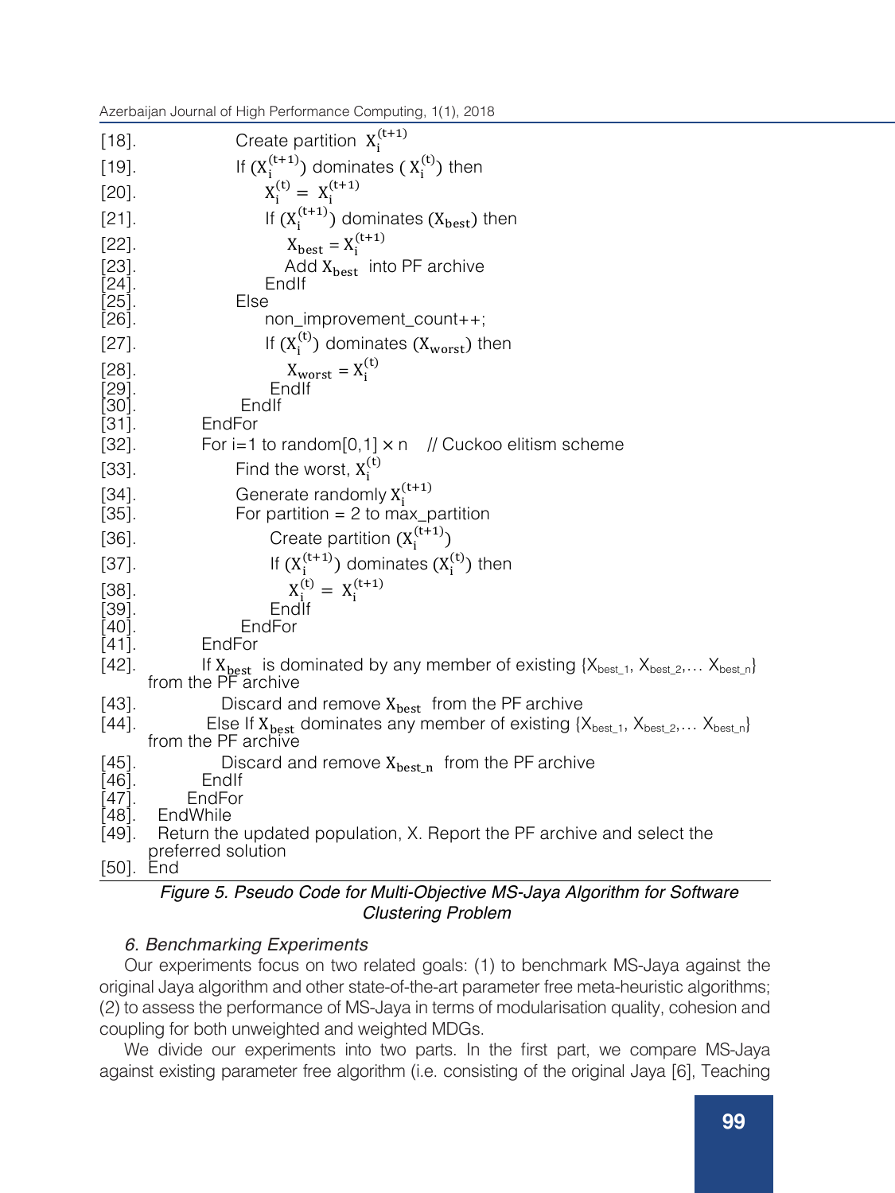```
[18].            Create partition X_i^(t+1)
[19].            If (X_i^(t+1)) dominates ( X_i^(t)) then
[20].                 X_i^(t) = X_i^(t+1)
[21].                 If (X_i^(t+1)) dominates (X_best) then
[22].                     X_best = X_i^(t+1)
[23].                     Add X_best into PF archive
[24].                 EndIf
[25].            Else
[26].                 non_improvement_count++;
[27].                 If (X_i^(t)) dominates (X_worst) then
[28].                     X_worst = X_i^(t)
[29].                  EndIf
[30].             EndIf
[31].        EndFor
[32].        For i=1 to random[0,1] × n    // Cuckoo elitism scheme
[33].            Find the worst, X_i^(t)
[34].            Generate randomly X_i^(t+1)
[35].            For partition = 2 to max_partition
[36].                  Create partition (X_i^(t+1))
[37].                  If (X_i^(t+1)) dominates (X_i^(t)) then
[38].                      X_i^(t) = X_i^(t+1)
[39].                  EndIf
[40].             EndFor
[41].        EndFor
[42].        If X_best is dominated by any member of existing {X_best_1, X_best_2,… X_best_n}
     from the PF archive
[43].             Discard and remove X_best from the PF archive
[44].         Else If X_best dominates any member of existing {X_best_1, X_best_2,… X_best_n}
     from the PF archive
[45].             Discard and remove X_best_n from the PF archive
[46].        EndIf
[47].      EndFor
[48].  EndWhile
[49].  Return the updated population, X. Report the PF archive and select the
     preferred solution
[50].  End
```

*Figure 5. Pseudo Code for Multi-Objective MS-Jaya Algorithm for Software Clustering Problem*

### *6. Benchmarking Experiments*

Our experiments focus on two related goals: (1) to benchmark MS-Jaya against the original Jaya algorithm and other state-of-the-art parameter free meta-heuristic algorithms; (2) to assess the performance of MS-Jaya in terms of modularisation quality, cohesion and coupling for both unweighted and weighted MDGs.

We divide our experiments into two parts. In the first part, we compare MS-Jaya against existing parameter free algorithm (i.e. consisting of the original Jaya [6], Teaching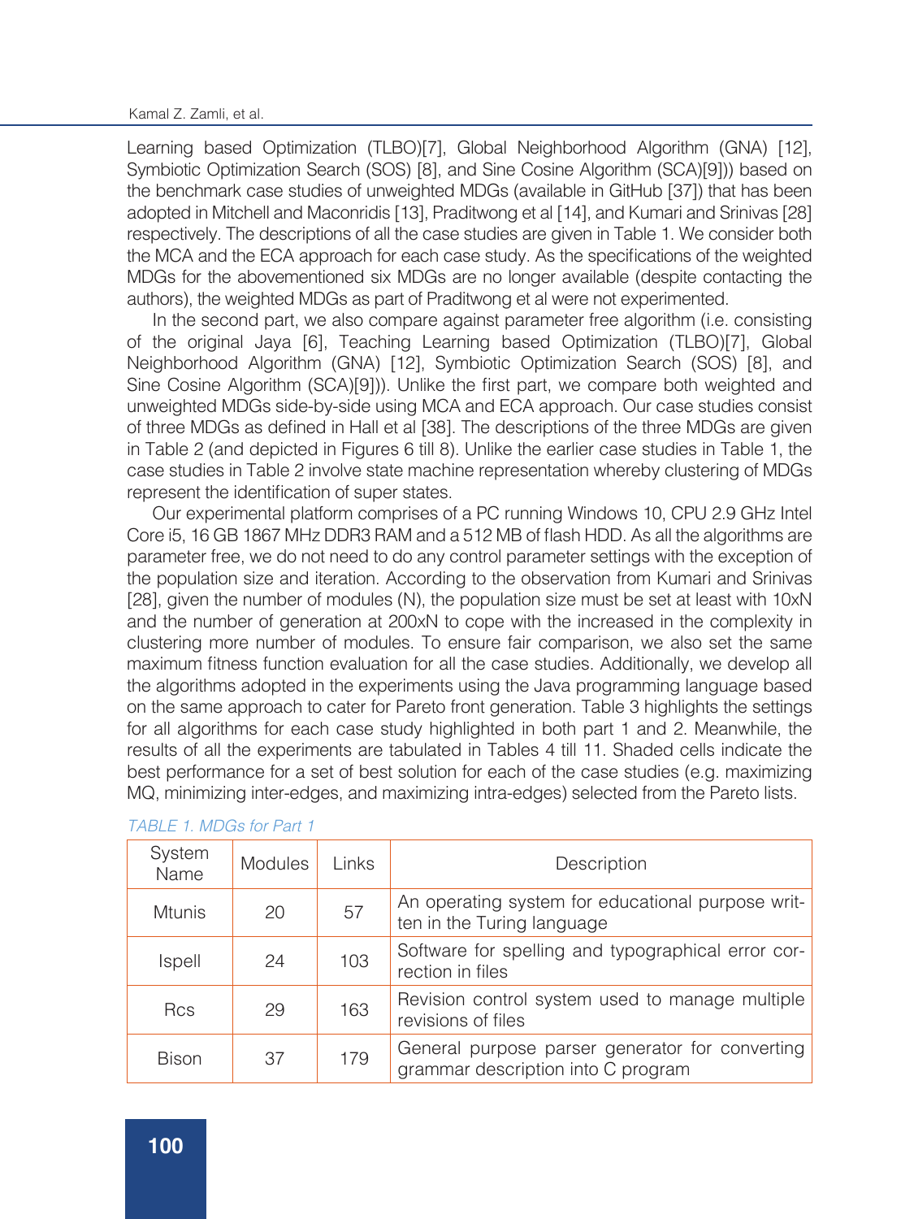Learning based Optimization (TLBO)[7], Global Neighborhood Algorithm (GNA) [12], Symbiotic Optimization Search (SOS) [8], and Sine Cosine Algorithm (SCA)[9])) based on the benchmark case studies of unweighted MDGs (available in GitHub [37]) that has been adopted in Mitchell and Maconridis [13], Praditwong et al [14], and Kumari and Srinivas [28] respectively. The descriptions of all the case studies are given in Table 1. We consider both the MCA and the ECA approach for each case study. As the specifications of the weighted MDGs for the abovementioned six MDGs are no longer available (despite contacting the authors), the weighted MDGs as part of Praditwong et al were not experimented.

In the second part, we also compare against parameter free algorithm (i.e. consisting of the original Jaya [6], Teaching Learning based Optimization (TLBO)[7], Global Neighborhood Algorithm (GNA) [12], Symbiotic Optimization Search (SOS) [8], and Sine Cosine Algorithm (SCA)[9])). Unlike the first part, we compare both weighted and unweighted MDGs side-by-side using MCA and ECA approach. Our case studies consist of three MDGs as defined in Hall et al [38]. The descriptions of the three MDGs are given in Table 2 (and depicted in Figures 6 till 8). Unlike the earlier case studies in Table 1, the case studies in Table 2 involve state machine representation whereby clustering of MDGs represent the identification of super states.

Our experimental platform comprises of a PC running Windows 10, CPU 2.9 GHz Intel Core i5, 16 GB 1867 MHz DDR3 RAM and a 512 MB of flash HDD. As all the algorithms are parameter free, we do not need to do any control parameter settings with the exception of the population size and iteration. According to the observation from Kumari and Srinivas [28], given the number of modules (N), the population size must be set at least with 10xN and the number of generation at 200xN to cope with the increased in the complexity in clustering more number of modules. To ensure fair comparison, we also set the same maximum fitness function evaluation for all the case studies. Additionally, we develop all the algorithms adopted in the experiments using the Java programming language based on the same approach to cater for Pareto front generation. Table 3 highlights the settings for all algorithms for each case study highlighted in both part 1 and 2. Meanwhile, the results of all the experiments are tabulated in Tables 4 till 11. Shaded cells indicate the best performance for a set of best solution for each of the case studies (e.g. maximizing MQ, minimizing inter-edges, and maximizing intra-edges) selected from the Pareto lists.

*TABLE 1. MDGs for Part 1*

| System Name | Modules | Links | Description |
|---|---|---|---|
| Mtunis | 20 | 57 | An operating system for educational purpose written in the Turing language |
| Ispell | 24 | 103 | Software for spelling and typographical error correction in files |
| Rcs | 29 | 163 | Revision control system used to manage multiple revisions of files |
| Bison | 37 | 179 | General purpose parser generator for converting grammar description into C program |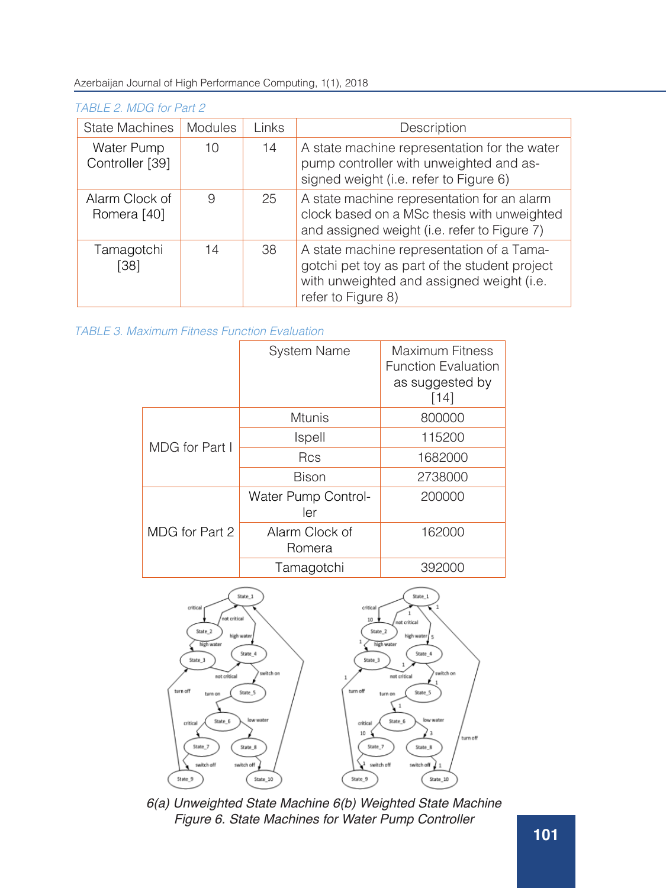TABLE 2. MDG for Part 2

| State Machines | Modules | Links | Description |
|---|---|---|---|
| Water Pump Controller [39] | 10 | 14 | A state machine representation for the water pump controller with unweighted and assigned weight (i.e. refer to Figure 6) |
| Alarm Clock of Romera [40] | 9 | 25 | A state machine representation for an alarm clock based on a MSc thesis with unweighted and assigned weight (i.e. refer to Figure 7) |
| Tamagotchi [38] | 14 | 38 | A state machine representation of a Tamagotchi pet toy as part of the student project with unweighted and assigned weight (i.e. refer to Figure 8) |

TABLE 3. Maximum Fitness Function Evaluation

| | System Name | Maximum Fitness Function Evaluation as suggested by [14] |
|---|---|---|
| MDG for Part I | Mtunis | 800000 |
| | Ispell | 115200 |
| | Rcs | 1682000 |
| | Bison | 2738000 |
| MDG for Part 2 | Water Pump Controller | 200000 |
| | Alarm Clock of Romera | 162000 |
| | Tamagotchi | 392000 |

*6(a) Unweighted State Machine 6(b) Weighted State Machine*

*Figure 6. State Machines for Water Pump Controller*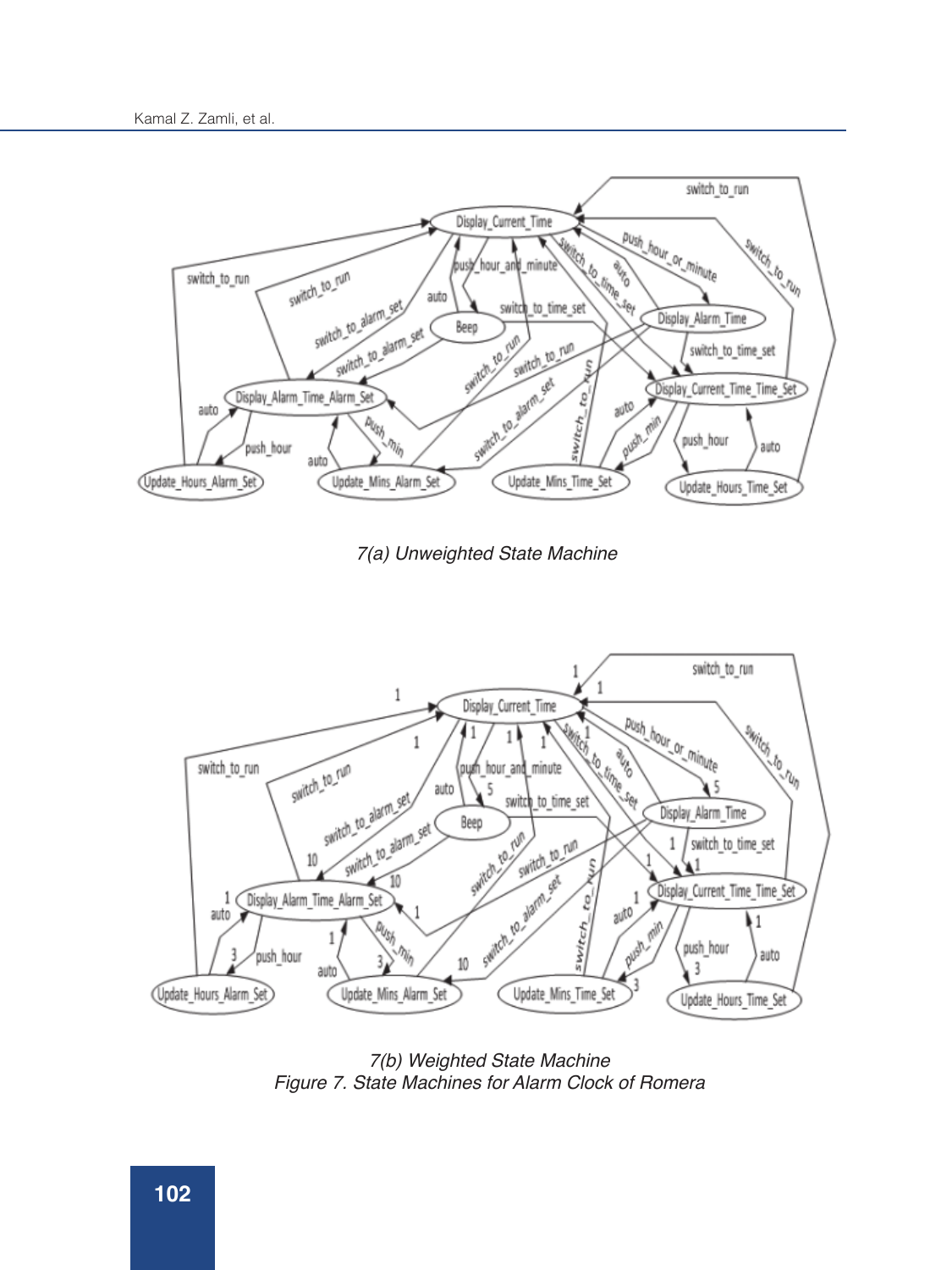7(a) Unweighted State Machine

7(b) Weighted State Machine

Figure 7. State Machines for Alarm Clock of Romera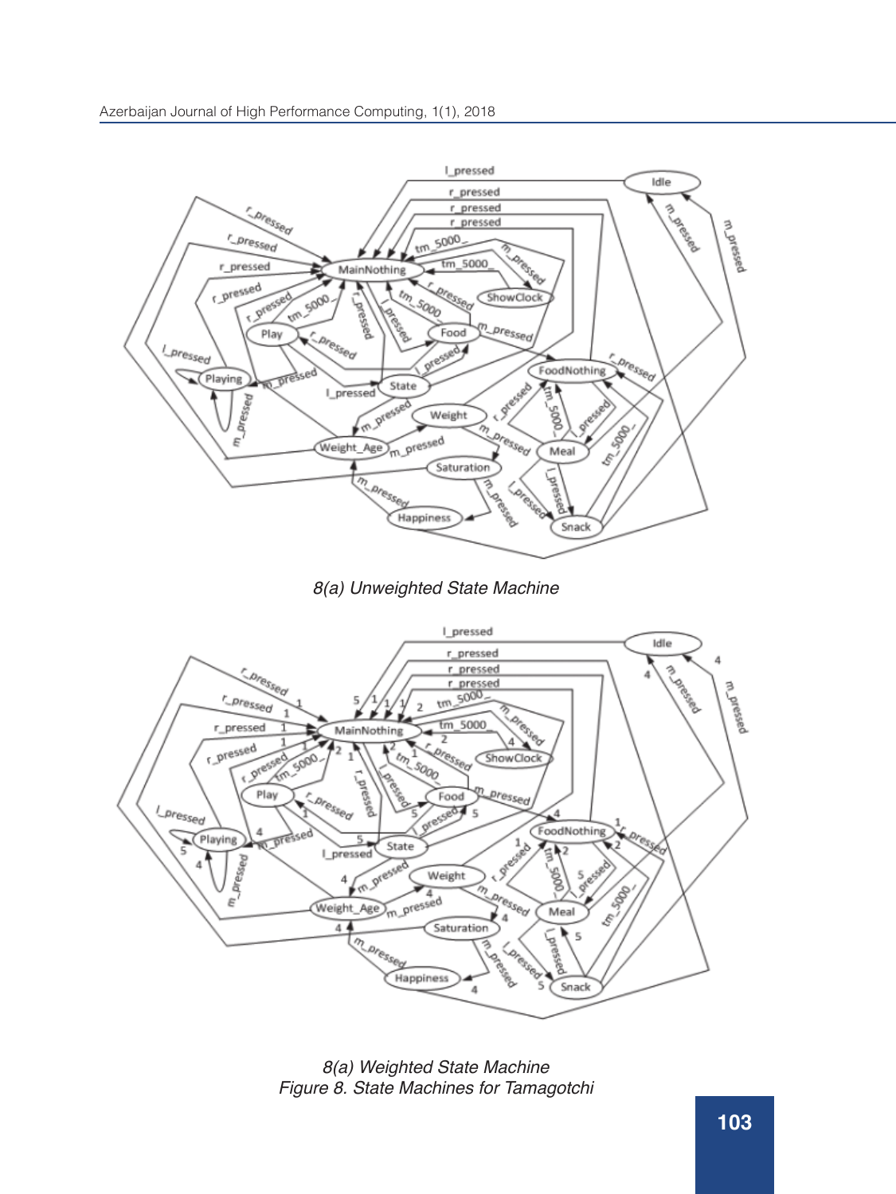8(a) Unweighted State Machine

8(a) Weighted State Machine
Figure 8. State Machines for Tamagotchi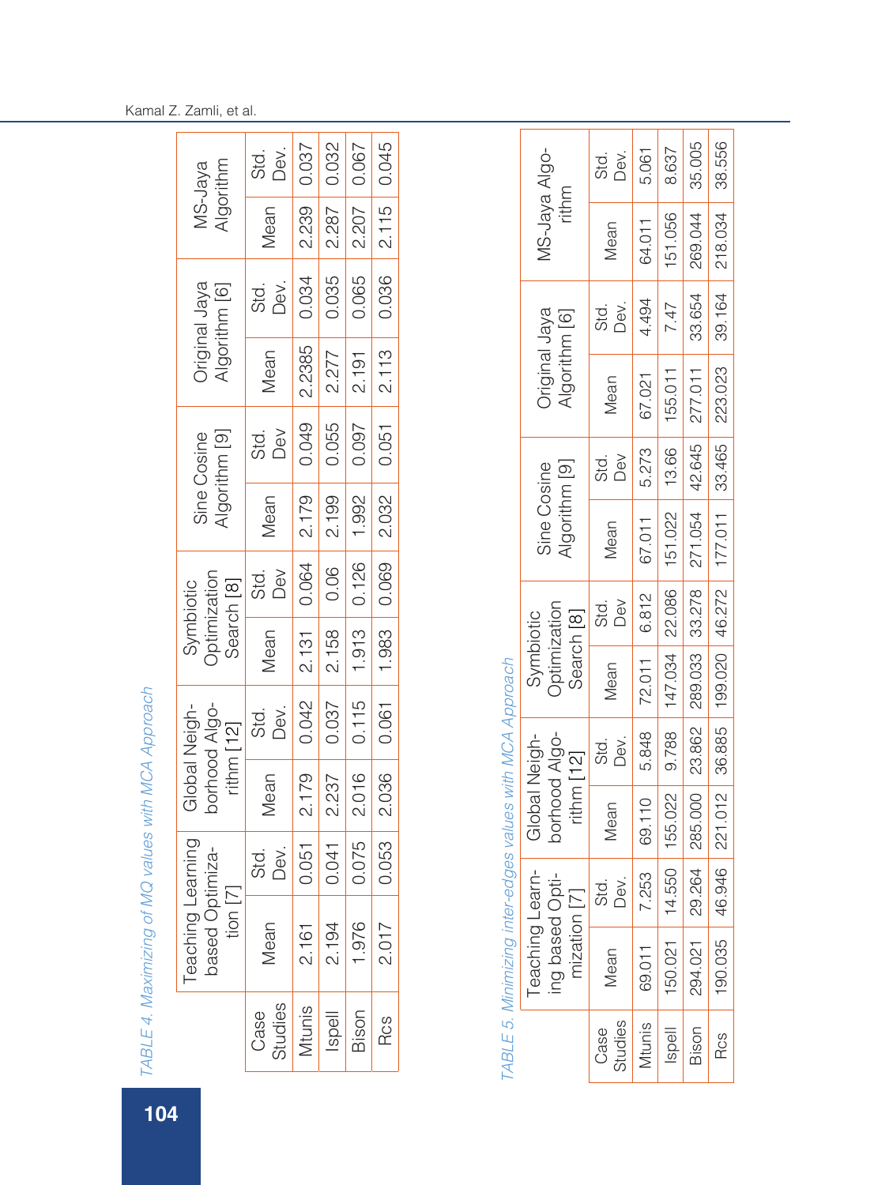TABLE 4. Maximizing of MQ values with MCA Approach

| Case Studies | Teaching Learning based Optimization [7] | | Global Neighborhood Algorithm [12] | | Symbiotic Optimization Search [8] | | Sine Cosine Algorithm [9] | | Original Jaya Algorithm [6] | | MS-Jaya Algorithm | |
|---|---|---|---|---|---|---|---|---|---|---|---|---|
| | Mean | Std. Dev. | Mean | Std. Dev. | Mean | Std. Dev | Mean | Std. Dev | Mean | Std. Dev. | Mean | Std. Dev. |
| Mtunis | 2.161 | 0.051 | 2.179 | 0.042 | 2.131 | 0.064 | 2.179 | 0.049 | 2.2385 | 0.034 | 2.239 | 0.037 |
| Ispell | 2.194 | 0.041 | 2.237 | 0.037 | 2.158 | 0.06 | 2.199 | 0.055 | 2.277 | 0.035 | 2.287 | 0.032 |
| Bison | 1.976 | 0.075 | 2.016 | 0.115 | 1.913 | 0.126 | 1.992 | 0.097 | 2.191 | 0.065 | 2.207 | 0.067 |
| Rcs | 2.017 | 0.053 | 2.036 | 0.061 | 1.983 | 0.069 | 2.032 | 0.051 | 2.113 | 0.036 | 2.115 | 0.045 |

TABLE 5. Minimizing inter-edges values with MCA Approach

| Case Studies | Teaching Learning based Optimization [7] | | Global Neighborhood Algorithm [12] | | Symbiotic Optimization Search [8] | | Sine Cosine Algorithm [9] | | Original Jaya Algorithm [6] | | MS-Jaya Algorithm | |
|---|---|---|---|---|---|---|---|---|---|---|---|---|
| | Mean | Std. Dev. | Mean | Std. Dev. | Mean | Std. Dev | Mean | Std. Dev | Mean | Std. Dev. | Mean | Std. Dev. |
| Mtunis | 69.011 | 7.253 | 69.110 | 5.848 | 72.011 | 6.812 | 67.011 | 5.273 | 67.021 | 4.494 | 64.011 | 5.061 |
| Ispell | 150.021 | 14.550 | 155.022 | 9.788 | 147.034 | 22.086 | 151.022 | 13.66 | 155.011 | 7.47 | 151.056 | 8.637 |
| Bison | 294.021 | 29.264 | 285.000 | 23.862 | 289.033 | 33.278 | 271.054 | 42.645 | 277.011 | 33.654 | 269.044 | 35.005 |
| Rcs | 190.035 | 46.946 | 221.012 | 36.885 | 199.020 | 46.272 | 177.011 | 33.465 | 223.023 | 39.164 | 218.034 | 38.556 |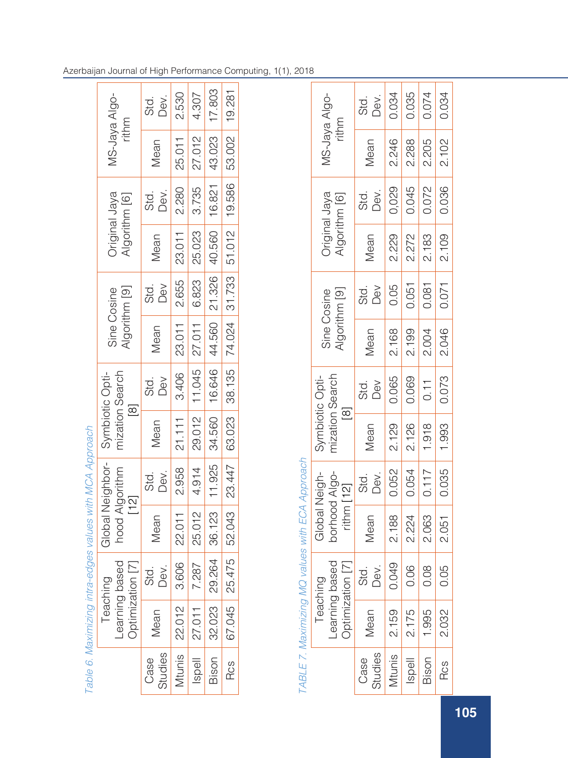*Table 6. Maximizing intra-edges values with MCA Approach*

| Case Studies | Teaching Learning based Optimization [7] | | Global Neighborhood Algorithm [12] | | Symbiotic Optimization Search [8] | | Sine Cosine Algorithm [9] | | Original Jaya Algorithm [6] | | MS-Jaya Algorithm | |
|---|---|---|---|---|---|---|---|---|---|---|---|---|
| | Mean | Std. Dev. | Mean | Std. Dev. | Mean | Std. Dev | Mean | Std. Dev | Mean | Std. Dev. | Mean | Std. Dev. |
| Mtunis | 22.012 | 3.606 | 22.011 | 2.958 | 21.111 | 3.406 | 23.011 | 2.655 | 23.011 | 2.280 | 25.011 | 2.530 |
| Ispell | 27.011 | 7.287 | 25.012 | 4.914 | 29.012 | 11.045 | 27.011 | 6.823 | 25.023 | 3.735 | 27.012 | 4.307 |
| Bison | 32.023 | 29.264 | 36.123 | 11.925 | 34.560 | 16.646 | 44.560 | 21.326 | 40.560 | 16.821 | 43.023 | 17.803 |
| Rcs | 67.045 | 25.475 | 52.043 | 23.447 | 63.023 | 38.135 | 74.024 | 31.733 | 51.012 | 19.586 | 53.002 | 19.281 |

*TABLE 7. Maximizing MQ values with ECA Approach*

| Case Studies | Teaching Learning based Optimization [7] | | Global Neighborhood Algorithm [12] | | Symbiotic Optimization Search [8] | | Sine Cosine Algorithm [9] | | Original Jaya Algorithm [6] | | MS-Jaya Algorithm | |
|---|---|---|---|---|---|---|---|---|---|---|---|---|
| | Mean | Std. Dev. | Mean | Std. Dev. | Mean | Std. Dev | Mean | Std. Dev | Mean | Std. Dev. | Mean | Std. Dev. |
| Mtunis | 2.159 | 0.049 | 2.188 | 0.052 | 2.129 | 0.065 | 2.168 | 0.05 | 2.229 | 0,029 | 2.246 | 0.034 |
| Ispell | 2.175 | 0.06 | 2.224 | 0.054 | 2.126 | 0.069 | 2.199 | 0.051 | 2.272 | 0.045 | 2.288 | 0.035 |
| Bison | 1.995 | 0.08 | 2.063 | 0.117 | 1.918 | 0.11 | 2.004 | 0.081 | 2.183 | 0.072 | 2.205 | 0.074 |
| Rcs | 2.032 | 0.05 | 2.051 | 0.035 | 1.993 | 0.073 | 2.046 | 0.071 | 2.109 | 0.036 | 2.102 | 0.034 |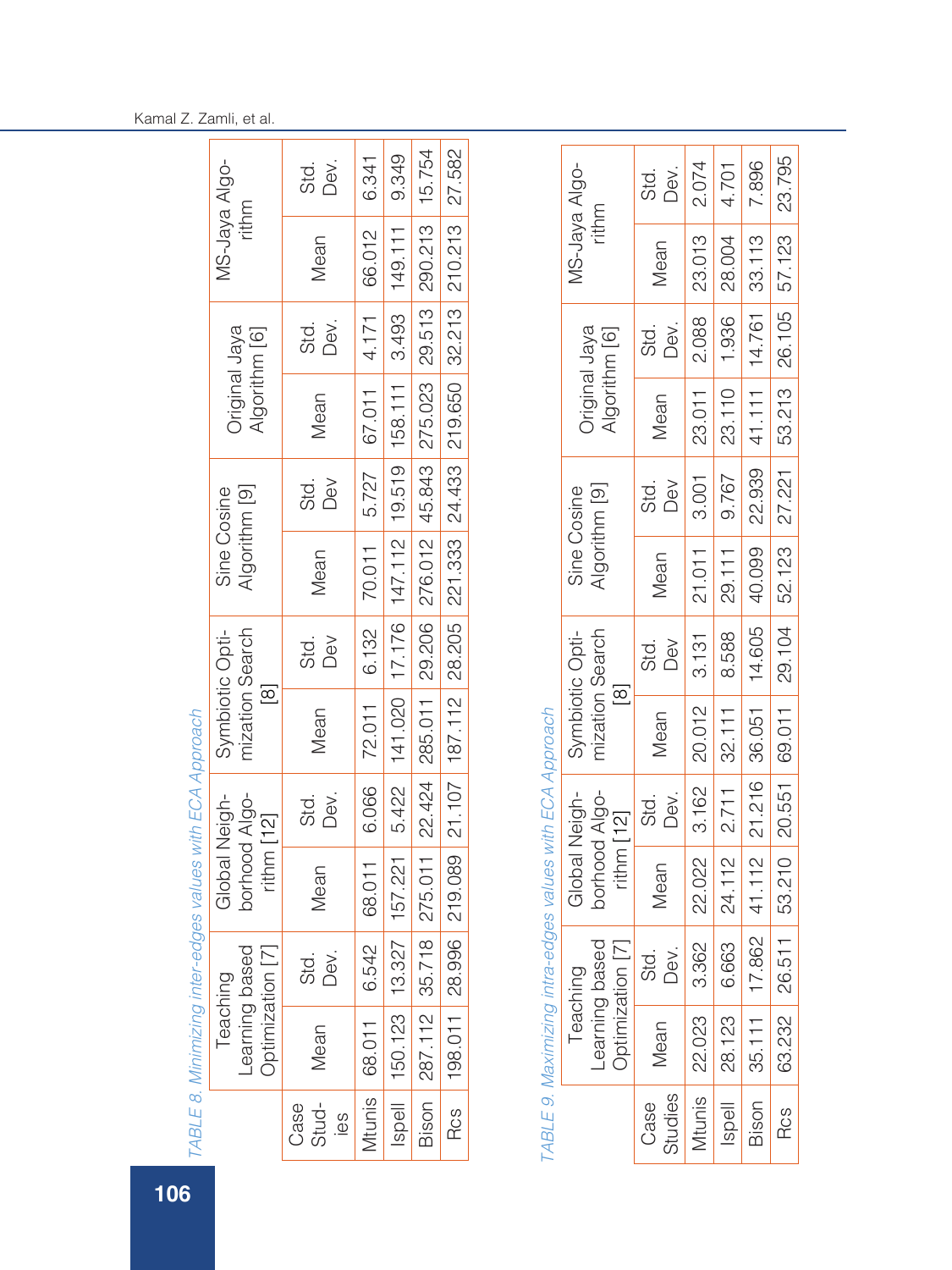TABLE 8. Minimizing inter-edges values with ECA Approach

| Case Studies | Teaching Learning based Optimization [7] | | Global Neighborhood Algorithm [12] | | Symbiotic Optimization Search [8] | | Sine Cosine Algorithm [9] | | Original Jaya Algorithm [6] | | MS-Jaya Algorithm | |
|---|---|---|---|---|---|---|---|---|---|---|---|---|
| | Mean | Std. Dev. | Mean | Std. Dev. | Mean | Std. Dev | Mean | Std. Dev | Mean | Std. Dev. | Mean | Std. Dev. |
| Mtunis | 68.011 | 6.542 | 68.011 | 6.066 | 72.011 | 6.132 | 70.011 | 5.727 | 67.011 | 4.171 | 66.012 | 6.341 |
| Ispell | 150.123 | 13.327 | 157.221 | 5.422 | 141.020 | 17.176 | 147.112 | 19.519 | 158.111 | 3.493 | 149.111 | 9.349 |
| Bison | 287.112 | 35.718 | 275.011 | 22.424 | 285.011 | 29.206 | 276.012 | 45.843 | 275.023 | 29.513 | 290.213 | 15.754 |
| Rcs | 198.011 | 28.996 | 219.089 | 21.107 | 187.112 | 28.205 | 221.333 | 24.433 | 219.650 | 32.213 | 210.213 | 27.582 |

TABLE 9. Maximizing intra-edges values with ECA Approach

| Case Studies | Teaching Learning based Optimization [7] | | Global Neighborhood Algorithm [12] | | Symbiotic Optimization Search [8] | | Sine Cosine Algorithm [9] | | Original Jaya Algorithm [6] | | MS-Jaya Algorithm | |
|---|---|---|---|---|---|---|---|---|---|---|---|---|
| | Mean | Std. Dev. | Mean | Std. Dev. | Mean | Std. Dev | Mean | Std. Dev | Mean | Std. Dev. | Mean | Std. Dev. |
| Mtunis | 22.023 | 3.362 | 22.022 | 3.162 | 20.012 | 3.131 | 21.011 | 3.001 | 23.011 | 2.088 | 23.013 | 2.074 |
| Ispell | 28.123 | 6.663 | 24.112 | 2.711 | 32.111 | 8.588 | 29.111 | 9.767 | 23.110 | 1.936 | 28.004 | 4.701 |
| Bison | 35.111 | 17.862 | 41.112 | 21.216 | 36.051 | 14.605 | 40.099 | 22.939 | 41.111 | 14.761 | 33.113 | 7.896 |
| Rcs | 63.232 | 26.511 | 53.210 | 20.551 | 69.011 | 29.104 | 52.123 | 27.221 | 53.213 | 26.105 | 57.123 | 23.795 |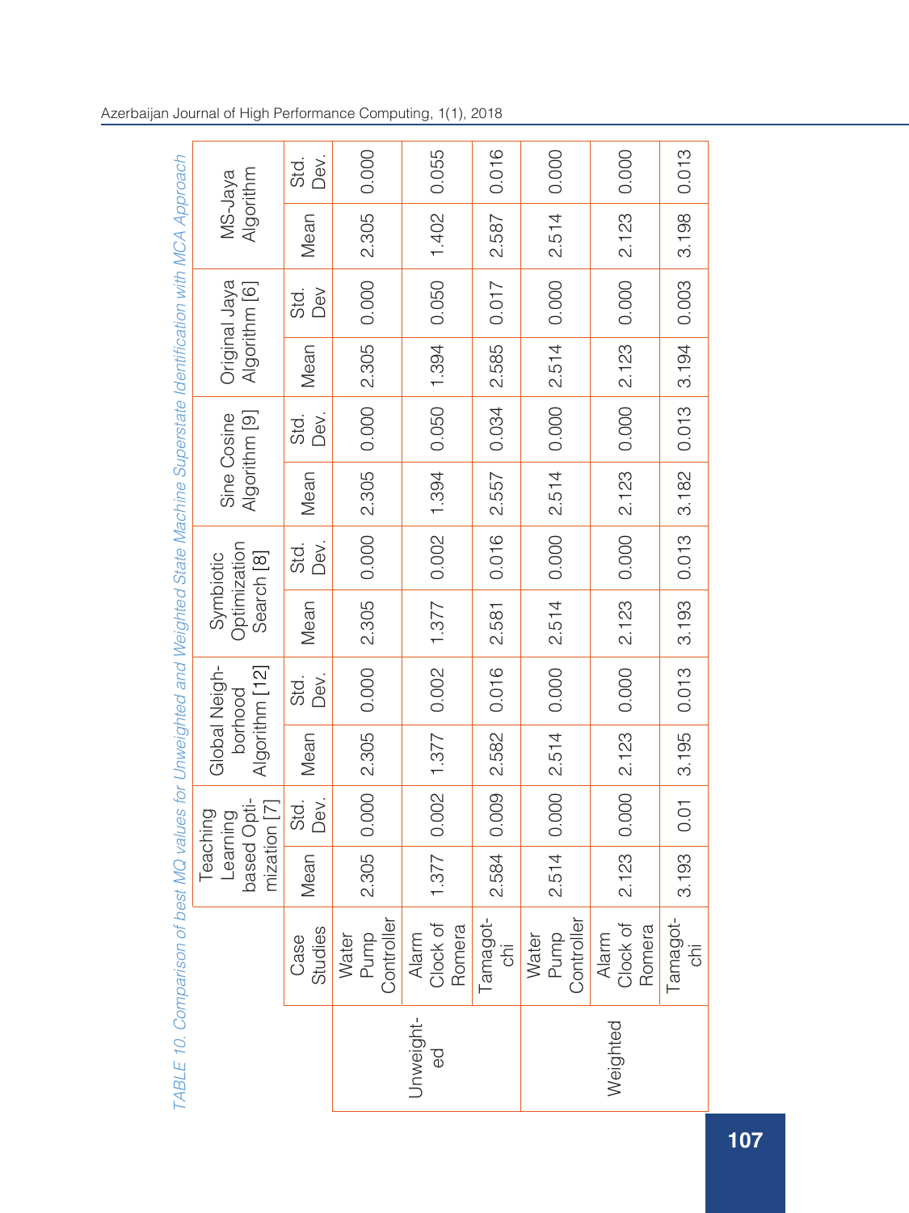TABLE 10. Comparison of best MQ values for Unweighted and Weighted State Machine Superstate Identification with MCA Approach

| | Case Studies | Teaching Learning based Optimization [7] | | Global Neighborhood Algorithm [12] | | Symbiotic Optimization Search [8] | | Sine Cosine Algorithm [9] | | Original Jaya Algorithm [6] | | MS-Jaya Algorithm | |
|---|---|---|---|---|---|---|---|---|---|---|---|---|---|
| | | Mean | Std. Dev. | Mean | Std. Dev. | Mean | Std. Dev. | Mean | Std. Dev. | Mean | Std. Dev | Mean | Std. Dev. |
| Unweighted | Water Pump Controller | 2.305 | 0.000 | 2.305 | 0.000 | 2.305 | 0.000 | 2.305 | 0.000 | 2.305 | 0.000 | 2.305 | 0.000 |
| | Alarm Clock of Romera | 1.377 | 0.002 | 1.377 | 0.002 | 1.377 | 0.002 | 1.394 | 0.050 | 1.394 | 0.050 | 1.402 | 0.055 |
| | Tamagotchi | 2.584 | 0.009 | 2.582 | 0.016 | 2.581 | 0.016 | 2.557 | 0.034 | 2.585 | 0.017 | 2.587 | 0.016 |
| Weighted | Water Pump Controller | 2.514 | 0.000 | 2.514 | 0.000 | 2.514 | 0.000 | 2.514 | 0.000 | 2.514 | 0.000 | 2.514 | 0.000 |
| | Alarm Clock of Romera | 2.123 | 0.000 | 2.123 | 0.000 | 2.123 | 0.000 | 2.123 | 0.000 | 2.123 | 0.000 | 2.123 | 0.000 |
| | Tamagotchi | 3.193 | 0.01 | 3.195 | 0.013 | 3.193 | 0.013 | 3.182 | 0.013 | 3.194 | 0.003 | 3.198 | 0.013 |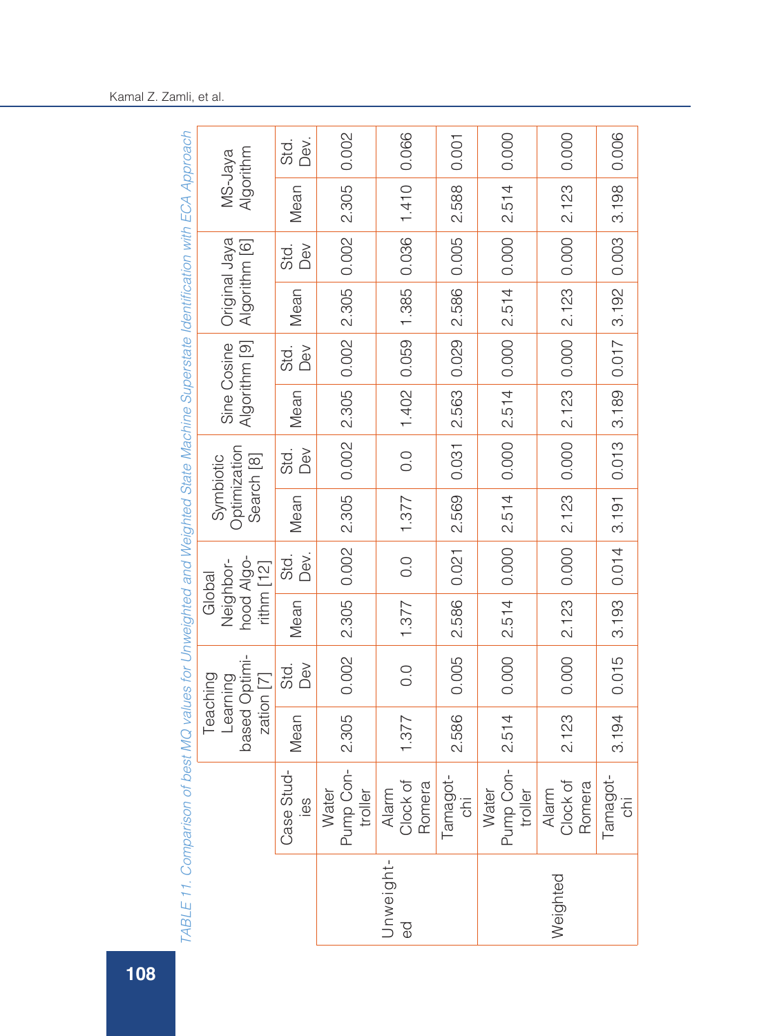*TABLE 11. Comparison of best MQ values for Unweighted and Weighted State Machine Superstate Identification with ECA Approach*

| | Case Studies | Teaching Learning based Optimization [7] | | Global Neighborhood Algorithm [12] | | Symbiotic Optimization Search [8] | | Sine Cosine Algorithm [9] | | Original Jaya Algorithm [6] | | MS-Jaya Algorithm | |
|---|---|---|---|---|---|---|---|---|---|---|---|---|---|
| | | Mean | Std. Dev | Mean | Std. Dev. | Mean | Std. Dev | Mean | Std. Dev | Mean | Std. Dev | Mean | Std. Dev. |
| Unweighted | Water Pump Controller | 2.305 | 0.002 | 2.305 | 0.002 | 2.305 | 0.002 | 2.305 | 0.002 | 2.305 | 0.002 | 2.305 | 0.002 |
| | Alarm Clock of Romera | 1.377 | 0.0 | 1.377 | 0.0 | 1.377 | 0.0 | 1.402 | 0.059 | 1.385 | 0.036 | 1.410 | 0.066 |
| | Tamagotchi | 2.586 | 0.005 | 2.586 | 0.021 | 2.569 | 0.031 | 2.563 | 0.029 | 2.586 | 0.005 | 2.588 | 0.001 |
| Weighted | Water Pump Controller | 2.514 | 0.000 | 2.514 | 0.000 | 2.514 | 0.000 | 2.514 | 0.000 | 2.514 | 0.000 | 2.514 | 0.000 |
| | Alarm Clock of Romera | 2.123 | 0.000 | 2.123 | 0.000 | 2.123 | 0.000 | 2.123 | 0.000 | 2.123 | 0.000 | 2.123 | 0.000 |
| | Tamagotchi | 3.194 | 0.015 | 3.193 | 0.014 | 3.191 | 0.013 | 3.189 | 0.017 | 3.192 | 0.003 | 3.198 | 0.006 |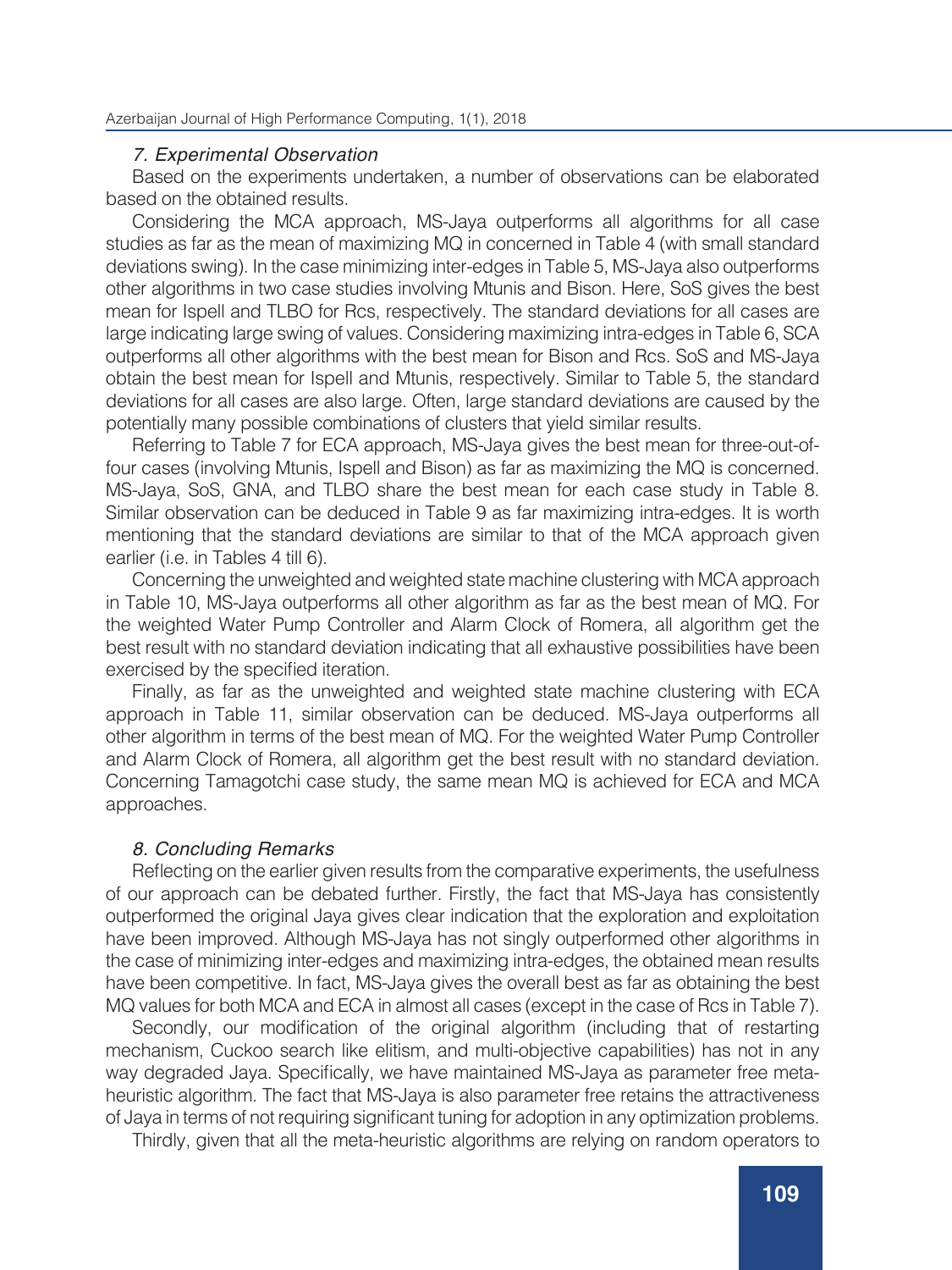### *7. Experimental Observation*

Based on the experiments undertaken, a number of observations can be elaborated based on the obtained results.

Considering the MCA approach, MS-Jaya outperforms all algorithms for all case studies as far as the mean of maximizing MQ in concerned in Table 4 (with small standard deviations swing). In the case minimizing inter-edges in Table 5, MS-Jaya also outperforms other algorithms in two case studies involving Mtunis and Bison. Here, SoS gives the best mean for Ispell and TLBO for Rcs, respectively. The standard deviations for all cases are large indicating large swing of values. Considering maximizing intra-edges in Table 6, SCA outperforms all other algorithms with the best mean for Bison and Rcs. SoS and MS-Jaya obtain the best mean for Ispell and Mtunis, respectively. Similar to Table 5, the standard deviations for all cases are also large. Often, large standard deviations are caused by the potentially many possible combinations of clusters that yield similar results.

Referring to Table 7 for ECA approach, MS-Jaya gives the best mean for three-out-of-four cases (involving Mtunis, Ispell and Bison) as far as maximizing the MQ is concerned. MS-Jaya, SoS, GNA, and TLBO share the best mean for each case study in Table 8. Similar observation can be deduced in Table 9 as far maximizing intra-edges. It is worth mentioning that the standard deviations are similar to that of the MCA approach given earlier (i.e. in Tables 4 till 6).

Concerning the unweighted and weighted state machine clustering with MCA approach in Table 10, MS-Jaya outperforms all other algorithm as far as the best mean of MQ. For the weighted Water Pump Controller and Alarm Clock of Romera, all algorithm get the best result with no standard deviation indicating that all exhaustive possibilities have been exercised by the specified iteration.

Finally, as far as the unweighted and weighted state machine clustering with ECA approach in Table 11, similar observation can be deduced. MS-Jaya outperforms all other algorithm in terms of the best mean of MQ. For the weighted Water Pump Controller and Alarm Clock of Romera, all algorithm get the best result with no standard deviation. Concerning Tamagotchi case study, the same mean MQ is achieved for ECA and MCA approaches.

### *8. Concluding Remarks*

Reflecting on the earlier given results from the comparative experiments, the usefulness of our approach can be debated further. Firstly, the fact that MS-Jaya has consistently outperformed the original Jaya gives clear indication that the exploration and exploitation have been improved. Although MS-Jaya has not singly outperformed other algorithms in the case of minimizing inter-edges and maximizing intra-edges, the obtained mean results have been competitive. In fact, MS-Jaya gives the overall best as far as obtaining the best MQ values for both MCA and ECA in almost all cases (except in the case of Rcs in Table 7).

Secondly, our modification of the original algorithm (including that of restarting mechanism, Cuckoo search like elitism, and multi-objective capabilities) has not in any way degraded Jaya. Specifically, we have maintained MS-Jaya as parameter free meta-heuristic algorithm. The fact that MS-Jaya is also parameter free retains the attractiveness of Jaya in terms of not requiring significant tuning for adoption in any optimization problems.

Thirdly, given that all the meta-heuristic algorithms are relying on random operators to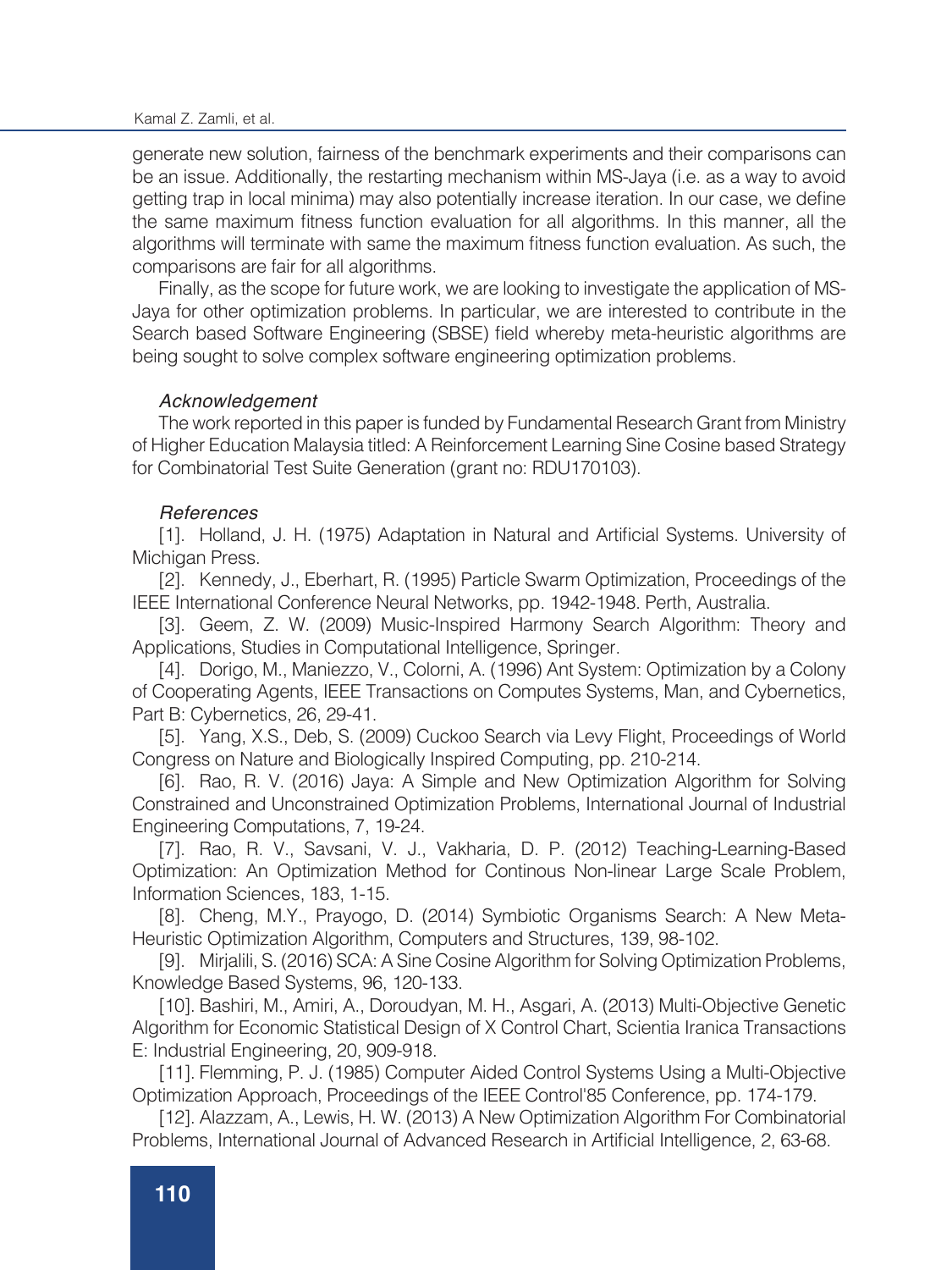generate new solution, fairness of the benchmark experiments and their comparisons can be an issue. Additionally, the restarting mechanism within MS-Jaya (i.e. as a way to avoid getting trap in local minima) may also potentially increase iteration. In our case, we define the same maximum fitness function evaluation for all algorithms. In this manner, all the algorithms will terminate with same the maximum fitness function evaluation. As such, the comparisons are fair for all algorithms.

Finally, as the scope for future work, we are looking to investigate the application of MS-Jaya for other optimization problems. In particular, we are interested to contribute in the Search based Software Engineering (SBSE) field whereby meta-heuristic algorithms are being sought to solve complex software engineering optimization problems.

*Acknowledgement*

The work reported in this paper is funded by Fundamental Research Grant from Ministry of Higher Education Malaysia titled: A Reinforcement Learning Sine Cosine based Strategy for Combinatorial Test Suite Generation (grant no: RDU170103).

*References*

[1]. Holland, J. H. (1975) Adaptation in Natural and Artificial Systems. University of Michigan Press.

[2]. Kennedy, J., Eberhart, R. (1995) Particle Swarm Optimization, Proceedings of the IEEE International Conference Neural Networks, pp. 1942-1948. Perth, Australia.

[3]. Geem, Z. W. (2009) Music-Inspired Harmony Search Algorithm: Theory and Applications, Studies in Computational Intelligence, Springer.

[4]. Dorigo, M., Maniezzo, V., Colorni, A. (1996) Ant System: Optimization by a Colony of Cooperating Agents, IEEE Transactions on Computes Systems, Man, and Cybernetics, Part B: Cybernetics, 26, 29-41.

[5]. Yang, X.S., Deb, S. (2009) Cuckoo Search via Levy Flight, Proceedings of World Congress on Nature and Biologically Inspired Computing, pp. 210-214.

[6]. Rao, R. V. (2016) Jaya: A Simple and New Optimization Algorithm for Solving Constrained and Unconstrained Optimization Problems, International Journal of Industrial Engineering Computations, 7, 19-24.

[7]. Rao, R. V., Savsani, V. J., Vakharia, D. P. (2012) Teaching-Learning-Based Optimization: An Optimization Method for Continous Non-linear Large Scale Problem, Information Sciences, 183, 1-15.

[8]. Cheng, M.Y., Prayogo, D. (2014) Symbiotic Organisms Search: A New Meta-Heuristic Optimization Algorithm, Computers and Structures, 139, 98-102.

[9]. Mirjalili, S. (2016) SCA: A Sine Cosine Algorithm for Solving Optimization Problems, Knowledge Based Systems, 96, 120-133.

[10]. Bashiri, M., Amiri, A., Doroudyan, M. H., Asgari, A. (2013) Multi-Objective Genetic Algorithm for Economic Statistical Design of X Control Chart, Scientia Iranica Transactions E: Industrial Engineering, 20, 909-918.

[11]. Flemming, P. J. (1985) Computer Aided Control Systems Using a Multi-Objective Optimization Approach, Proceedings of the IEEE Control'85 Conference, pp. 174-179.

[12]. Alazzam, A., Lewis, H. W. (2013) A New Optimization Algorithm For Combinatorial Problems, International Journal of Advanced Research in Artificial Intelligence, 2, 63-68.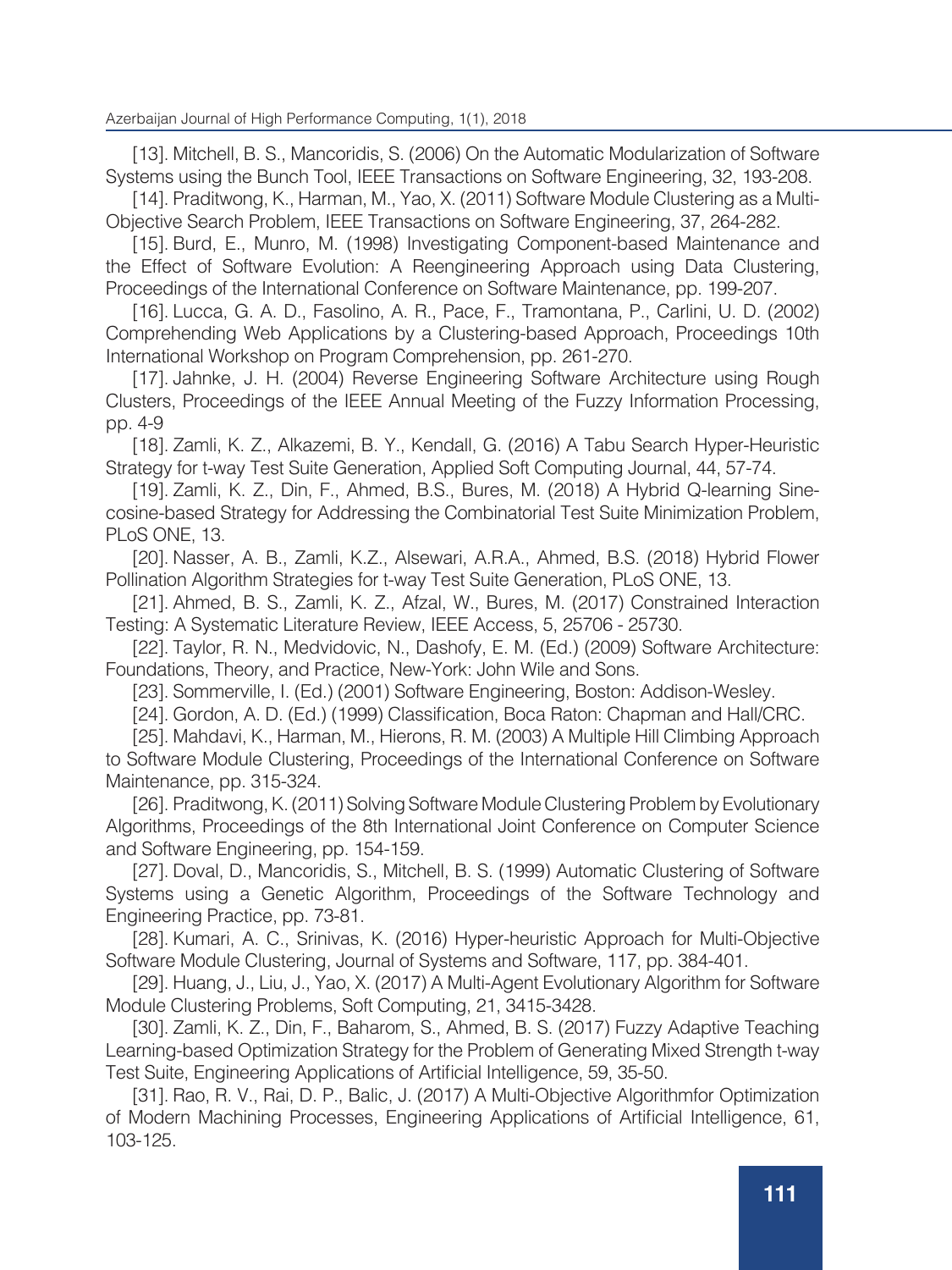[13]. Mitchell, B. S., Mancoridis, S. (2006) On the Automatic Modularization of Software Systems using the Bunch Tool, IEEE Transactions on Software Engineering, 32, 193-208.

[14]. Praditwong, K., Harman, M., Yao, X. (2011) Software Module Clustering as a Multi-Objective Search Problem, IEEE Transactions on Software Engineering, 37, 264-282.

[15]. Burd, E., Munro, M. (1998) Investigating Component-based Maintenance and the Effect of Software Evolution: A Reengineering Approach using Data Clustering, Proceedings of the International Conference on Software Maintenance, pp. 199-207.

[16]. Lucca, G. A. D., Fasolino, A. R., Pace, F., Tramontana, P., Carlini, U. D. (2002) Comprehending Web Applications by a Clustering-based Approach, Proceedings 10th International Workshop on Program Comprehension, pp. 261-270.

[17]. Jahnke, J. H. (2004) Reverse Engineering Software Architecture using Rough Clusters, Proceedings of the IEEE Annual Meeting of the Fuzzy Information Processing, pp. 4-9

[18]. Zamli, K. Z., Alkazemi, B. Y., Kendall, G. (2016) A Tabu Search Hyper-Heuristic Strategy for t-way Test Suite Generation, Applied Soft Computing Journal, 44, 57-74.

[19]. Zamli, K. Z., Din, F., Ahmed, B.S., Bures, M. (2018) A Hybrid Q-learning Sine-cosine-based Strategy for Addressing the Combinatorial Test Suite Minimization Problem, PLoS ONE, 13.

[20]. Nasser, A. B., Zamli, K.Z., Alsewari, A.R.A., Ahmed, B.S. (2018) Hybrid Flower Pollination Algorithm Strategies for t-way Test Suite Generation, PLoS ONE, 13.

[21]. Ahmed, B. S., Zamli, K. Z., Afzal, W., Bures, M. (2017) Constrained Interaction Testing: A Systematic Literature Review, IEEE Access, 5, 25706 - 25730.

[22]. Taylor, R. N., Medvidovic, N., Dashofy, E. M. (Ed.) (2009) Software Architecture: Foundations, Theory, and Practice, New-York: John Wile and Sons.

[23]. Sommerville, I. (Ed.) (2001) Software Engineering, Boston: Addison-Wesley.

[24]. Gordon, A. D. (Ed.) (1999) Classification, Boca Raton: Chapman and Hall/CRC.

[25]. Mahdavi, K., Harman, M., Hierons, R. M. (2003) A Multiple Hill Climbing Approach to Software Module Clustering, Proceedings of the International Conference on Software Maintenance, pp. 315-324.

[26]. Praditwong, K. (2011) Solving Software Module Clustering Problem by Evolutionary Algorithms, Proceedings of the 8th International Joint Conference on Computer Science and Software Engineering, pp. 154-159.

[27]. Doval, D., Mancoridis, S., Mitchell, B. S. (1999) Automatic Clustering of Software Systems using a Genetic Algorithm, Proceedings of the Software Technology and Engineering Practice, pp. 73-81.

[28]. Kumari, A. C., Srinivas, K. (2016) Hyper-heuristic Approach for Multi-Objective Software Module Clustering, Journal of Systems and Software, 117, pp. 384-401.

[29]. Huang, J., Liu, J., Yao, X. (2017) A Multi-Agent Evolutionary Algorithm for Software Module Clustering Problems, Soft Computing, 21, 3415-3428.

[30]. Zamli, K. Z., Din, F., Baharom, S., Ahmed, B. S. (2017) Fuzzy Adaptive Teaching Learning-based Optimization Strategy for the Problem of Generating Mixed Strength t-way Test Suite, Engineering Applications of Artificial Intelligence, 59, 35-50.

[31]. Rao, R. V., Rai, D. P., Balic, J. (2017) A Multi-Objective Algorithmfor Optimization of Modern Machining Processes, Engineering Applications of Artificial Intelligence, 61, 103-125.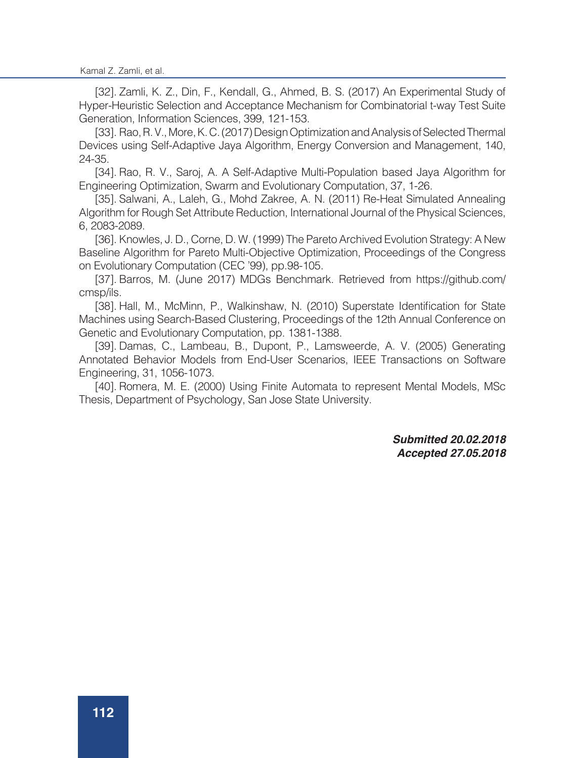[32]. Zamli, K. Z., Din, F., Kendall, G., Ahmed, B. S. (2017) An Experimental Study of Hyper-Heuristic Selection and Acceptance Mechanism for Combinatorial t-way Test Suite Generation, Information Sciences, 399, 121-153.

[33]. Rao, R. V., More, K. C. (2017) Design Optimization and Analysis of Selected Thermal Devices using Self-Adaptive Jaya Algorithm, Energy Conversion and Management, 140, 24-35.

[34]. Rao, R. V., Saroj, A. A Self-Adaptive Multi-Population based Jaya Algorithm for Engineering Optimization, Swarm and Evolutionary Computation, 37, 1-26.

[35]. Salwani, A., Laleh, G., Mohd Zakree, A. N. (2011) Re-Heat Simulated Annealing Algorithm for Rough Set Attribute Reduction, International Journal of the Physical Sciences, 6, 2083-2089.

[36]. Knowles, J. D., Corne, D. W. (1999) The Pareto Archived Evolution Strategy: A New Baseline Algorithm for Pareto Multi-Objective Optimization, Proceedings of the Congress on Evolutionary Computation (CEC '99), pp.98-105.

[37]. Barros, M. (June 2017) MDGs Benchmark. Retrieved from https://github.com/cmsp/ils.

[38]. Hall, M., McMinn, P., Walkinshaw, N. (2010) Superstate Identification for State Machines using Search-Based Clustering, Proceedings of the 12th Annual Conference on Genetic and Evolutionary Computation, pp. 1381-1388.

[39]. Damas, C., Lambeau, B., Dupont, P., Lamsweerde, A. V. (2005) Generating Annotated Behavior Models from End-User Scenarios, IEEE Transactions on Software Engineering, 31, 1056-1073.

[40]. Romera, M. E. (2000) Using Finite Automata to represent Mental Models, MSc Thesis, Department of Psychology, San Jose State University.

***Submitted 20.02.2018***
***Accepted 27.05.2018***